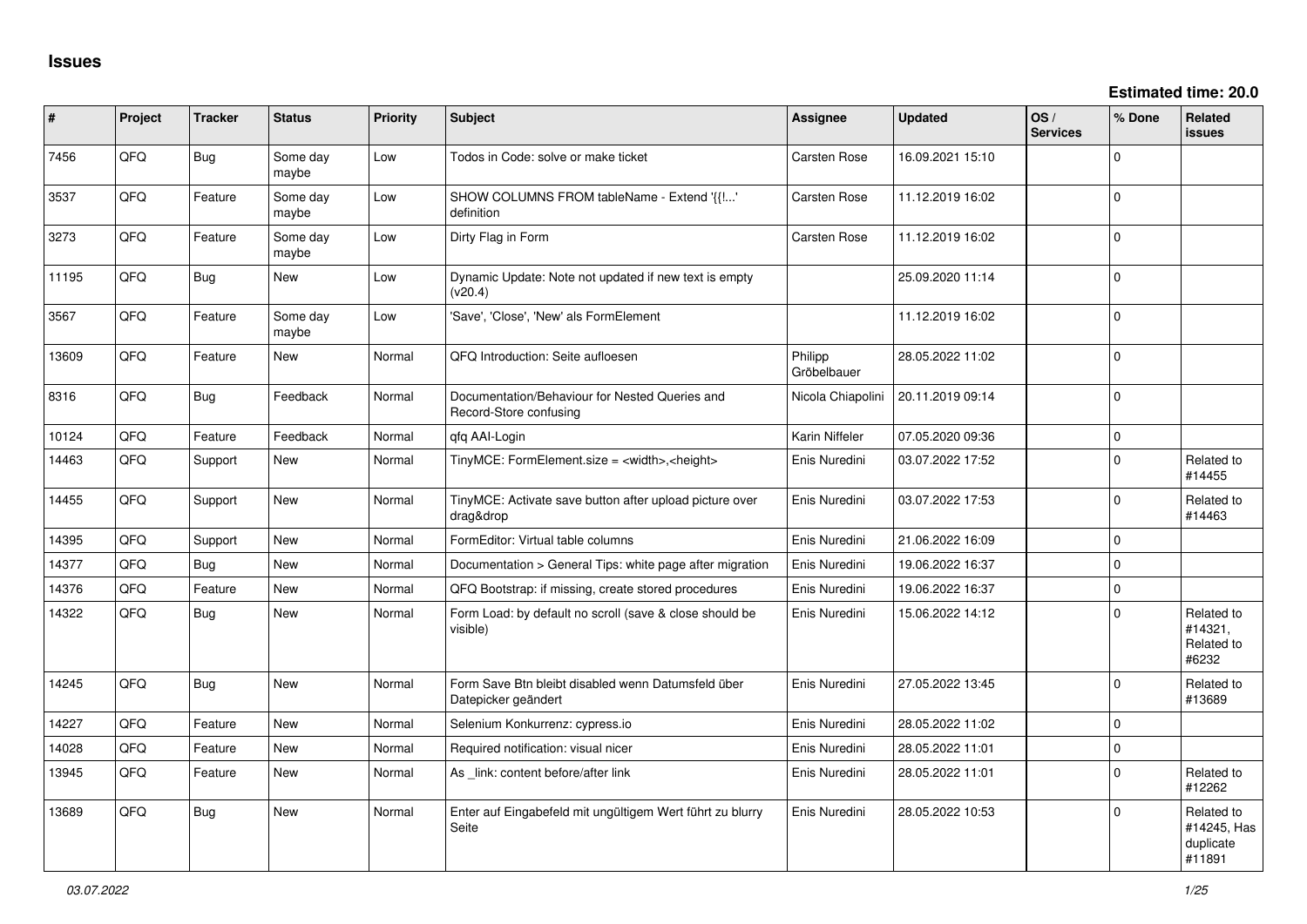# Issues

**Estimated time: 20.0**

| # | Project | Tracker | Status | Priority | Subject | Assignee | Updated | OS / Services | % Done | Related issues |
|---|---|---|---|---|---|---|---|---|---|---|
| 7456 | QFQ | Bug | Some day maybe | Low | Todos in Code: solve or make ticket | Carsten Rose | 16.09.2021 15:10 | | 0 | |
| 3537 | QFQ | Feature | Some day maybe | Low | SHOW COLUMNS FROM tableName - Extend '{{!...' definition | Carsten Rose | 11.12.2019 16:02 | | 0 | |
| 3273 | QFQ | Feature | Some day maybe | Low | Dirty Flag in Form | Carsten Rose | 11.12.2019 16:02 | | 0 | |
| 11195 | QFQ | Bug | New | Low | Dynamic Update: Note not updated if new text is empty (v20.4) | | 25.09.2020 11:14 | | 0 | |
| 3567 | QFQ | Feature | Some day maybe | Low | 'Save', 'Close', 'New' als FormElement | | 11.12.2019 16:02 | | 0 | |
| 13609 | QFQ | Feature | New | Normal | QFQ Introduction: Seite aufloesen | Philipp Gröbelbauer | 28.05.2022 11:02 | | 0 | |
| 8316 | QFQ | Bug | Feedback | Normal | Documentation/Behaviour for Nested Queries and Record-Store confusing | Nicola Chiapolini | 20.11.2019 09:14 | | 0 | |
| 10124 | QFQ | Feature | Feedback | Normal | qfq AAI-Login | Karin Niffeler | 07.05.2020 09:36 | | 0 | |
| 14463 | QFQ | Support | New | Normal | TinyMCE: FormElement.size = <width>,<height> | Enis Nuredini | 03.07.2022 17:52 | | 0 | Related to #14455 |
| 14455 | QFQ | Support | New | Normal | TinyMCE: Activate save button after upload picture over drag&drop | Enis Nuredini | 03.07.2022 17:53 | | 0 | Related to #14463 |
| 14395 | QFQ | Support | New | Normal | FormEditor: Virtual table columns | Enis Nuredini | 21.06.2022 16:09 | | 0 | |
| 14377 | QFQ | Bug | New | Normal | Documentation > General Tips: white page after migration | Enis Nuredini | 19.06.2022 16:37 | | 0 | |
| 14376 | QFQ | Feature | New | Normal | QFQ Bootstrap: if missing, create stored procedures | Enis Nuredini | 19.06.2022 16:37 | | 0 | |
| 14322 | QFQ | Bug | New | Normal | Form Load: by default no scroll (save & close should be visible) | Enis Nuredini | 15.06.2022 14:12 | | 0 | Related to #14321, Related to #6232 |
| 14245 | QFQ | Bug | New | Normal | Form Save Btn bleibt disabled wenn Datumsfeld über Datepicker geändert | Enis Nuredini | 27.05.2022 13:45 | | 0 | Related to #13689 |
| 14227 | QFQ | Feature | New | Normal | Selenium Konkurrenz: cypress.io | Enis Nuredini | 28.05.2022 11:02 | | 0 | |
| 14028 | QFQ | Feature | New | Normal | Required notification: visual nicer | Enis Nuredini | 28.05.2022 11:01 | | 0 | |
| 13945 | QFQ | Feature | New | Normal | As _link: content before/after link | Enis Nuredini | 28.05.2022 11:01 | | 0 | Related to #12262 |
| 13689 | QFQ | Bug | New | Normal | Enter auf Eingabefeld mit ungültigem Wert führt zu blurry Seite | Enis Nuredini | 28.05.2022 10:53 | | 0 | Related to #14245, Has duplicate #11891 |

*03.07.2022*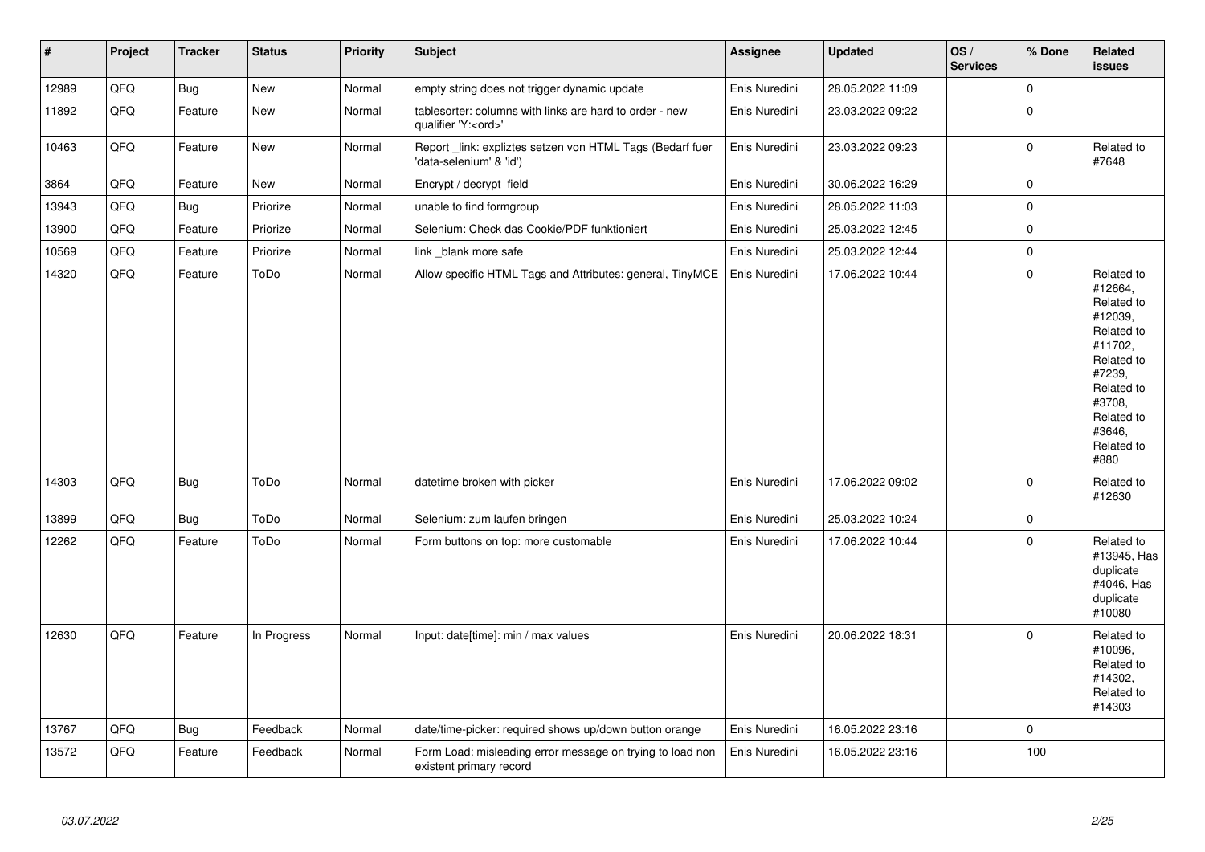| # | Project | Tracker | Status | Priority | Subject | Assignee | Updated | OS / Services | % Done | Related issues |
|---|---|---|---|---|---|---|---|---|---|---|
| 12989 | QFQ | Bug | New | Normal | empty string does not trigger dynamic update | Enis Nuredini | 28.05.2022 11:09 | | 0 | |
| 11892 | QFQ | Feature | New | Normal | tablesorter: columns with links are hard to order - new qualifier 'Y:<ord>' | Enis Nuredini | 23.03.2022 09:22 | | 0 | |
| 10463 | QFQ | Feature | New | Normal | Report _link: expliztes setzen von HTML Tags (Bedarf fuer 'data-selenium' & 'id') | Enis Nuredini | 23.03.2022 09:23 | | 0 | Related to #7648 |
| 3864 | QFQ | Feature | New | Normal | Encrypt / decrypt field | Enis Nuredini | 30.06.2022 16:29 | | 0 | |
| 13943 | QFQ | Bug | Priorize | Normal | unable to find formgroup | Enis Nuredini | 28.05.2022 11:03 | | 0 | |
| 13900 | QFQ | Feature | Priorize | Normal | Selenium: Check das Cookie/PDF funktioniert | Enis Nuredini | 25.03.2022 12:45 | | 0 | |
| 10569 | QFQ | Feature | Priorize | Normal | link _blank more safe | Enis Nuredini | 25.03.2022 12:44 | | 0 | |
| 14320 | QFQ | Feature | ToDo | Normal | Allow specific HTML Tags and Attributes: general, TinyMCE | Enis Nuredini | 17.06.2022 10:44 | | 0 | Related to #12664, Related to #12039, Related to #11702, Related to #7239, Related to #3708, Related to #3646, Related to #880 |
| 14303 | QFQ | Bug | ToDo | Normal | datetime broken with picker | Enis Nuredini | 17.06.2022 09:02 | | 0 | Related to #12630 |
| 13899 | QFQ | Bug | ToDo | Normal | Selenium: zum laufen bringen | Enis Nuredini | 25.03.2022 10:24 | | 0 | |
| 12262 | QFQ | Feature | ToDo | Normal | Form buttons on top: more customable | Enis Nuredini | 17.06.2022 10:44 | | 0 | Related to #13945, Has duplicate #4046, Has duplicate #10080 |
| 12630 | QFQ | Feature | In Progress | Normal | Input: date[time]: min / max values | Enis Nuredini | 20.06.2022 18:31 | | 0 | Related to #10096, Related to #14302, Related to #14303 |
| 13767 | QFQ | Bug | Feedback | Normal | date/time-picker: required shows up/down button orange | Enis Nuredini | 16.05.2022 23:16 | | 0 | |
| 13572 | QFQ | Feature | Feedback | Normal | Form Load: misleading error message on trying to load non existent primary record | Enis Nuredini | 16.05.2022 23:16 | | 100 | |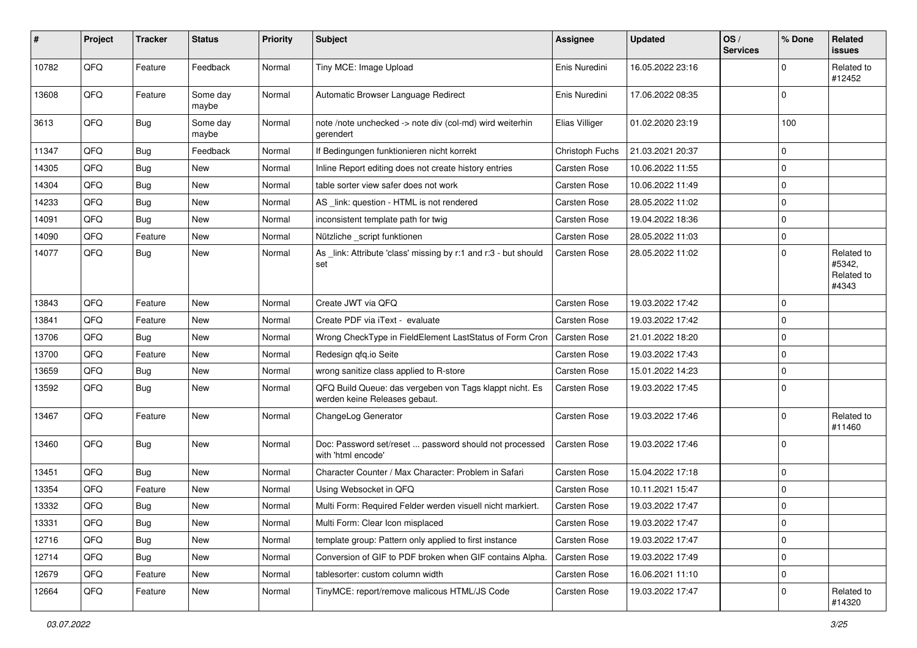| # | Project | Tracker | Status | Priority | Subject | Assignee | Updated | OS / Services | % Done | Related issues |
|---|---|---|---|---|---|---|---|---|---|---|
| 10782 | QFQ | Feature | Feedback | Normal | Tiny MCE: Image Upload | Enis Nuredini | 16.05.2022 23:16 | | 0 | Related to #12452 |
| 13608 | QFQ | Feature | Some day maybe | Normal | Automatic Browser Language Redirect | Enis Nuredini | 17.06.2022 08:35 | | 0 | |
| 3613 | QFQ | Bug | Some day maybe | Normal | note /note unchecked -> note div (col-md) wird weiterhin gerendert | Elias Villiger | 01.02.2020 23:19 | | 100 | |
| 11347 | QFQ | Bug | Feedback | Normal | If Bedingungen funktionieren nicht korrekt | Christoph Fuchs | 21.03.2021 20:37 | | 0 | |
| 14305 | QFQ | Bug | New | Normal | Inline Report editing does not create history entries | Carsten Rose | 10.06.2022 11:55 | | 0 | |
| 14304 | QFQ | Bug | New | Normal | table sorter view safer does not work | Carsten Rose | 10.06.2022 11:49 | | 0 | |
| 14233 | QFQ | Bug | New | Normal | AS _link: question - HTML is not rendered | Carsten Rose | 28.05.2022 11:02 | | 0 | |
| 14091 | QFQ | Bug | New | Normal | inconsistent template path for twig | Carsten Rose | 19.04.2022 18:36 | | 0 | |
| 14090 | QFQ | Feature | New | Normal | Nützliche _script funktionen | Carsten Rose | 28.05.2022 11:03 | | 0 | |
| 14077 | QFQ | Bug | New | Normal | As _link: Attribute 'class' missing by r:1 and r:3 - but should set | Carsten Rose | 28.05.2022 11:02 | | 0 | Related to #5342, Related to #4343 |
| 13843 | QFQ | Feature | New | Normal | Create JWT via QFQ | Carsten Rose | 19.03.2022 17:42 | | 0 | |
| 13841 | QFQ | Feature | New | Normal | Create PDF via iText - evaluate | Carsten Rose | 19.03.2022 17:42 | | 0 | |
| 13706 | QFQ | Bug | New | Normal | Wrong CheckType in FieldElement LastStatus of Form Cron | Carsten Rose | 21.01.2022 18:20 | | 0 | |
| 13700 | QFQ | Feature | New | Normal | Redesign qfq.io Seite | Carsten Rose | 19.03.2022 17:43 | | 0 | |
| 13659 | QFQ | Bug | New | Normal | wrong sanitize class applied to R-store | Carsten Rose | 15.01.2022 14:23 | | 0 | |
| 13592 | QFQ | Bug | New | Normal | QFQ Build Queue: das vergeben von Tags klappt nicht. Es werden keine Releases gebaut. | Carsten Rose | 19.03.2022 17:45 | | 0 | |
| 13467 | QFQ | Feature | New | Normal | ChangeLog Generator | Carsten Rose | 19.03.2022 17:46 | | 0 | Related to #11460 |
| 13460 | QFQ | Bug | New | Normal | Doc: Password set/reset ... password should not processed with 'html encode' | Carsten Rose | 19.03.2022 17:46 | | 0 | |
| 13451 | QFQ | Bug | New | Normal | Character Counter / Max Character: Problem in Safari | Carsten Rose | 15.04.2022 17:18 | | 0 | |
| 13354 | QFQ | Feature | New | Normal | Using Websocket in QFQ | Carsten Rose | 10.11.2021 15:47 | | 0 | |
| 13332 | QFQ | Bug | New | Normal | Multi Form: Required Felder werden visuell nicht markiert. | Carsten Rose | 19.03.2022 17:47 | | 0 | |
| 13331 | QFQ | Bug | New | Normal | Multi Form: Clear Icon misplaced | Carsten Rose | 19.03.2022 17:47 | | 0 | |
| 12716 | QFQ | Bug | New | Normal | template group: Pattern only applied to first instance | Carsten Rose | 19.03.2022 17:47 | | 0 | |
| 12714 | QFQ | Bug | New | Normal | Conversion of GIF to PDF broken when GIF contains Alpha. | Carsten Rose | 19.03.2022 17:49 | | 0 | |
| 12679 | QFQ | Feature | New | Normal | tablesorter: custom column width | Carsten Rose | 16.06.2021 11:10 | | 0 | |
| 12664 | QFQ | Feature | New | Normal | TinyMCE: report/remove malicous HTML/JS Code | Carsten Rose | 19.03.2022 17:47 | | 0 | Related to #14320 |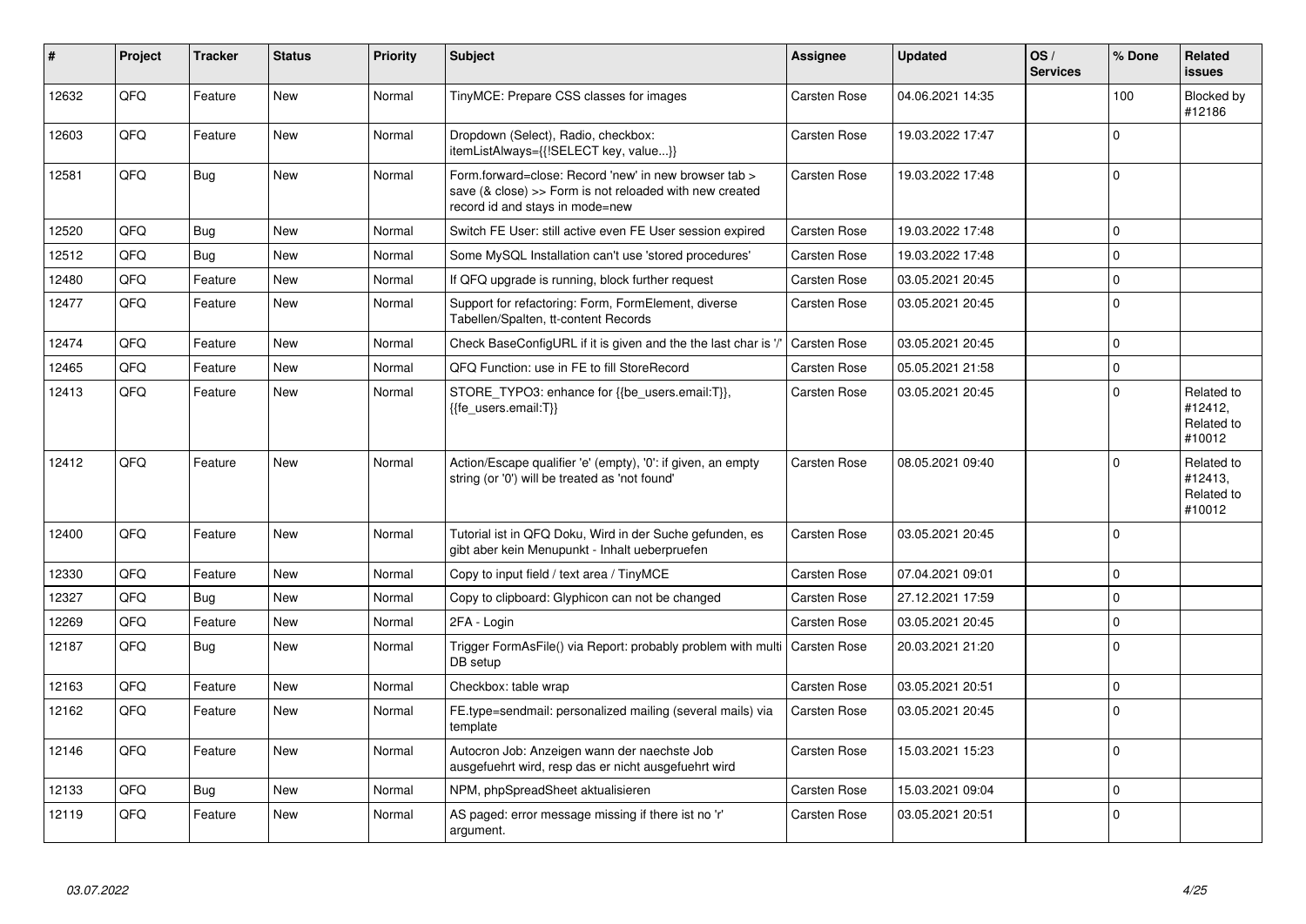| # | Project | Tracker | Status | Priority | Subject | Assignee | Updated | OS / Services | % Done | Related issues |
|---|---|---|---|---|---|---|---|---|---|---|
| 12632 | QFQ | Feature | New | Normal | TinyMCE: Prepare CSS classes for images | Carsten Rose | 04.06.2021 14:35 | | 100 | Blocked by #12186 |
| 12603 | QFQ | Feature | New | Normal | Dropdown (Select), Radio, checkbox: itemListAlways={{!SELECT key, value...}} | Carsten Rose | 19.03.2022 17:47 | | 0 | |
| 12581 | QFQ | Bug | New | Normal | Form.forward=close: Record 'new' in new browser tab > save (& close) >> Form is not reloaded with new created record id and stays in mode=new | Carsten Rose | 19.03.2022 17:48 | | 0 | |
| 12520 | QFQ | Bug | New | Normal | Switch FE User: still active even FE User session expired | Carsten Rose | 19.03.2022 17:48 | | 0 | |
| 12512 | QFQ | Bug | New | Normal | Some MySQL Installation can't use 'stored procedures' | Carsten Rose | 19.03.2022 17:48 | | 0 | |
| 12480 | QFQ | Feature | New | Normal | If QFQ upgrade is running, block further request | Carsten Rose | 03.05.2021 20:45 | | 0 | |
| 12477 | QFQ | Feature | New | Normal | Support for refactoring: Form, FormElement, diverse Tabellen/Spalten, tt-content Records | Carsten Rose | 03.05.2021 20:45 | | 0 | |
| 12474 | QFQ | Feature | New | Normal | Check BaseConfigURL if it is given and the the last char is '/' | Carsten Rose | 03.05.2021 20:45 | | 0 | |
| 12465 | QFQ | Feature | New | Normal | QFQ Function: use in FE to fill StoreRecord | Carsten Rose | 05.05.2021 21:58 | | 0 | |
| 12413 | QFQ | Feature | New | Normal | STORE_TYPO3: enhance for {{be_users.email:T}}, {{fe_users.email:T}} | Carsten Rose | 03.05.2021 20:45 | | 0 | Related to #12412, Related to #10012 |
| 12412 | QFQ | Feature | New | Normal | Action/Escape qualifier 'e' (empty), '0': if given, an empty string (or '0') will be treated as 'not found' | Carsten Rose | 08.05.2021 09:40 | | 0 | Related to #12413, Related to #10012 |
| 12400 | QFQ | Feature | New | Normal | Tutorial ist in QFQ Doku, Wird in der Suche gefunden, es gibt aber kein Menupunkt - Inhalt ueberpruefen | Carsten Rose | 03.05.2021 20:45 | | 0 | |
| 12330 | QFQ | Feature | New | Normal | Copy to input field / text area / TinyMCE | Carsten Rose | 07.04.2021 09:01 | | 0 | |
| 12327 | QFQ | Bug | New | Normal | Copy to clipboard: Glyphicon can not be changed | Carsten Rose | 27.12.2021 17:59 | | 0 | |
| 12269 | QFQ | Feature | New | Normal | 2FA - Login | Carsten Rose | 03.05.2021 20:45 | | 0 | |
| 12187 | QFQ | Bug | New | Normal | Trigger FormAsFile() via Report: probably problem with multi DB setup | Carsten Rose | 20.03.2021 21:20 | | 0 | |
| 12163 | QFQ | Feature | New | Normal | Checkbox: table wrap | Carsten Rose | 03.05.2021 20:51 | | 0 | |
| 12162 | QFQ | Feature | New | Normal | FE.type=sendmail: personalized mailing (several mails) via template | Carsten Rose | 03.05.2021 20:45 | | 0 | |
| 12146 | QFQ | Feature | New | Normal | Autocron Job: Anzeigen wann der naechste Job ausgefuehrt wird, resp das er nicht ausgefuehrt wird | Carsten Rose | 15.03.2021 15:23 | | 0 | |
| 12133 | QFQ | Bug | New | Normal | NPM, phpSpreadSheet aktualisieren | Carsten Rose | 15.03.2021 09:04 | | 0 | |
| 12119 | QFQ | Feature | New | Normal | AS paged: error message missing if there ist no 'r' argument. | Carsten Rose | 03.05.2021 20:51 | | 0 | |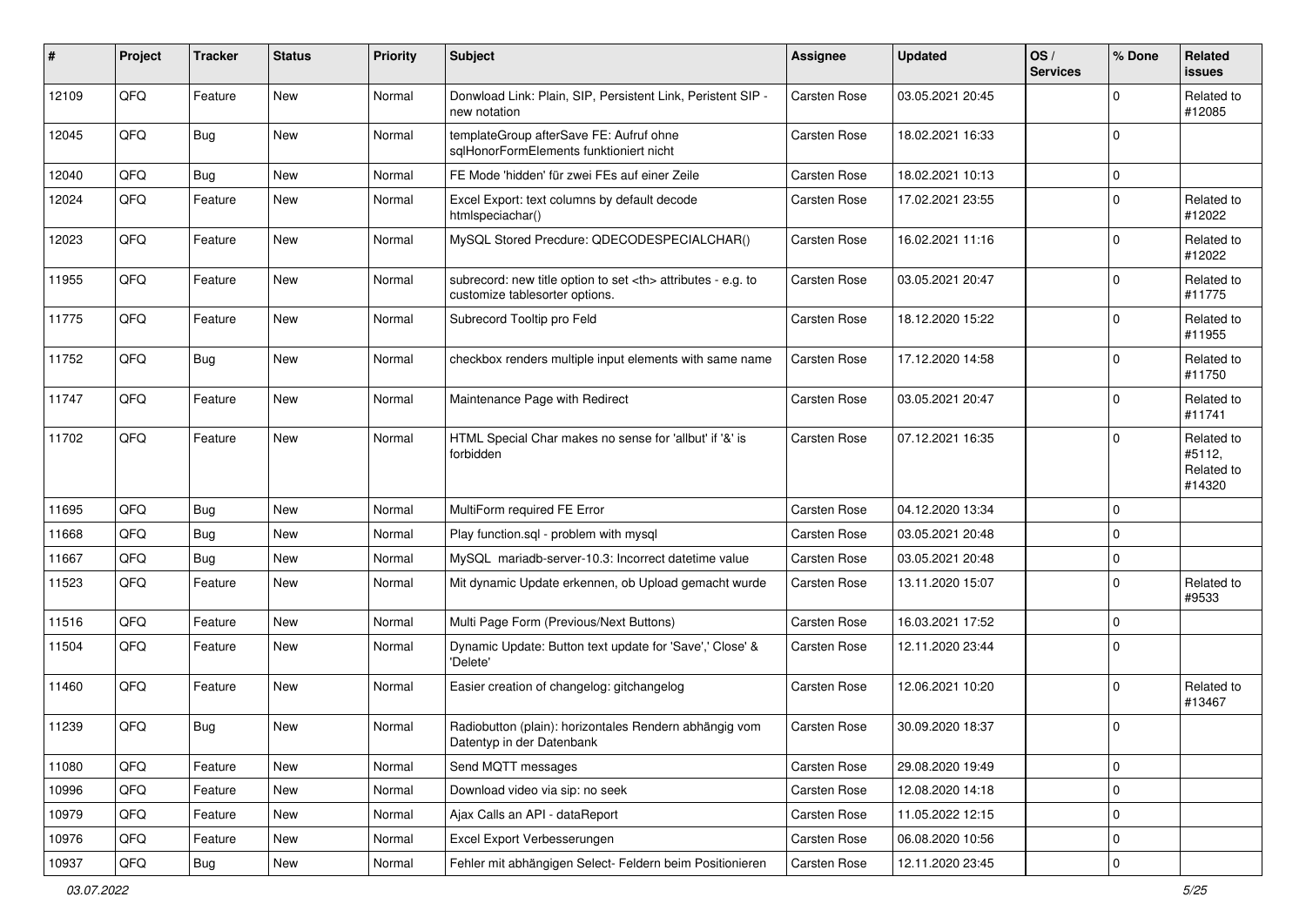| # | Project | Tracker | Status | Priority | Subject | Assignee | Updated | OS / Services | % Done | Related issues |
|---|---|---|---|---|---|---|---|---|---|---|
| 12109 | QFQ | Feature | New | Normal | Donwload Link: Plain, SIP, Persistent Link, Peristent SIP - new notation | Carsten Rose | 03.05.2021 20:45 | | 0 | Related to #12085 |
| 12045 | QFQ | Bug | New | Normal | templateGroup afterSave FE: Aufruf ohne sqlHonorFormElements funktioniert nicht | Carsten Rose | 18.02.2021 16:33 | | 0 | |
| 12040 | QFQ | Bug | New | Normal | FE Mode 'hidden' für zwei FEs auf einer Zeile | Carsten Rose | 18.02.2021 10:13 | | 0 | |
| 12024 | QFQ | Feature | New | Normal | Excel Export: text columns by default decode htmlspeciachar() | Carsten Rose | 17.02.2021 23:55 | | 0 | Related to #12022 |
| 12023 | QFQ | Feature | New | Normal | MySQL Stored Precdure: QDECODESPECIALCHAR() | Carsten Rose | 16.02.2021 11:16 | | 0 | Related to #12022 |
| 11955 | QFQ | Feature | New | Normal | subrecord: new title option to set <th> attributes - e.g. to customize tablesorter options. | Carsten Rose | 03.05.2021 20:47 | | 0 | Related to #11775 |
| 11775 | QFQ | Feature | New | Normal | Subrecord Tooltip pro Feld | Carsten Rose | 18.12.2020 15:22 | | 0 | Related to #11955 |
| 11752 | QFQ | Bug | New | Normal | checkbox renders multiple input elements with same name | Carsten Rose | 17.12.2020 14:58 | | 0 | Related to #11750 |
| 11747 | QFQ | Feature | New | Normal | Maintenance Page with Redirect | Carsten Rose | 03.05.2021 20:47 | | 0 | Related to #11741 |
| 11702 | QFQ | Feature | New | Normal | HTML Special Char makes no sense for 'allbut' if '&' is forbidden | Carsten Rose | 07.12.2021 16:35 | | 0 | Related to #5112, Related to #14320 |
| 11695 | QFQ | Bug | New | Normal | MultiForm required FE Error | Carsten Rose | 04.12.2020 13:34 | | 0 | |
| 11668 | QFQ | Bug | New | Normal | Play function.sql - problem with mysql | Carsten Rose | 03.05.2021 20:48 | | 0 | |
| 11667 | QFQ | Bug | New | Normal | MySQL mariadb-server-10.3: Incorrect datetime value | Carsten Rose | 03.05.2021 20:48 | | 0 | |
| 11523 | QFQ | Feature | New | Normal | Mit dynamic Update erkennen, ob Upload gemacht wurde | Carsten Rose | 13.11.2020 15:07 | | 0 | Related to #9533 |
| 11516 | QFQ | Feature | New | Normal | Multi Page Form (Previous/Next Buttons) | Carsten Rose | 16.03.2021 17:52 | | 0 | |
| 11504 | QFQ | Feature | New | Normal | Dynamic Update: Button text update for 'Save',' Close' & 'Delete' | Carsten Rose | 12.11.2020 23:44 | | 0 | |
| 11460 | QFQ | Feature | New | Normal | Easier creation of changelog: gitchangelog | Carsten Rose | 12.06.2021 10:20 | | 0 | Related to #13467 |
| 11239 | QFQ | Bug | New | Normal | Radiobutton (plain): horizontales Rendern abhängig vom Datentyp in der Datenbank | Carsten Rose | 30.09.2020 18:37 | | 0 | |
| 11080 | QFQ | Feature | New | Normal | Send MQTT messages | Carsten Rose | 29.08.2020 19:49 | | 0 | |
| 10996 | QFQ | Feature | New | Normal | Download video via sip: no seek | Carsten Rose | 12.08.2020 14:18 | | 0 | |
| 10979 | QFQ | Feature | New | Normal | Ajax Calls an API - dataReport | Carsten Rose | 11.05.2022 12:15 | | 0 | |
| 10976 | QFQ | Feature | New | Normal | Excel Export Verbesserungen | Carsten Rose | 06.08.2020 10:56 | | 0 | |
| 10937 | QFQ | Bug | New | Normal | Fehler mit abhängigen Select- Feldern beim Positionieren | Carsten Rose | 12.11.2020 23:45 | | 0 | |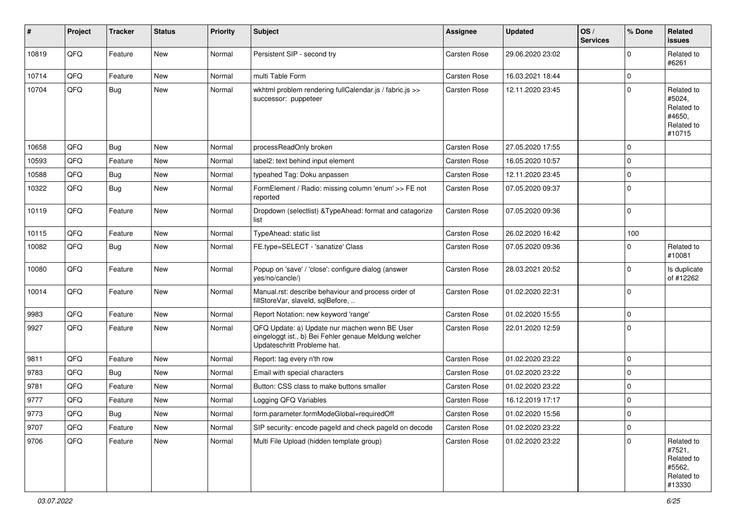| # | Project | Tracker | Status | Priority | Subject | Assignee | Updated | OS / Services | % Done | Related issues |
| --- | --- | --- | --- | --- | --- | --- | --- | --- | --- | --- |
| 10819 | QFQ | Feature | New | Normal | Persistent SIP - second try | Carsten Rose | 29.06.2020 23:02 | | 0 | Related to #6261 |
| 10714 | QFQ | Feature | New | Normal | multi Table Form | Carsten Rose | 16.03.2021 18:44 | | 0 | |
| 10704 | QFQ | Bug | New | Normal | wkhtml problem rendering fullCalendar.js / fabric.js >> successor: puppeteer | Carsten Rose | 12.11.2020 23:45 | | 0 | Related to #5024, Related to #4650, Related to #10715 |
| 10658 | QFQ | Bug | New | Normal | processReadOnly broken | Carsten Rose | 27.05.2020 17:55 | | 0 | |
| 10593 | QFQ | Feature | New | Normal | label2: text behind input element | Carsten Rose | 16.05.2020 10:57 | | 0 | |
| 10588 | QFQ | Bug | New | Normal | typeahed Tag: Doku anpassen | Carsten Rose | 12.11.2020 23:45 | | 0 | |
| 10322 | QFQ | Bug | New | Normal | FormElement / Radio: missing column 'enum' >> FE not reported | Carsten Rose | 07.05.2020 09:37 | | 0 | |
| 10119 | QFQ | Feature | New | Normal | Dropdown (selectlist) &TypeAhead: format and catagorize list | Carsten Rose | 07.05.2020 09:36 | | 0 | |
| 10115 | QFQ | Feature | New | Normal | TypeAhead: static list | Carsten Rose | 26.02.2020 16:42 | | 100 | |
| 10082 | QFQ | Bug | New | Normal | FE.type=SELECT - 'sanatize' Class | Carsten Rose | 07.05.2020 09:36 | | 0 | Related to #10081 |
| 10080 | QFQ | Feature | New | Normal | Popup on 'save' / 'close': configure dialog (answer yes/no/cancle/) | Carsten Rose | 28.03.2021 20:52 | | 0 | Is duplicate of #12262 |
| 10014 | QFQ | Feature | New | Normal | Manual.rst: describe behaviour and process order of fillStoreVar, slaveId, sqlBefore, .. | Carsten Rose | 01.02.2020 22:31 | | 0 | |
| 9983 | QFQ | Feature | New | Normal | Report Notation: new keyword 'range' | Carsten Rose | 01.02.2020 15:55 | | 0 | |
| 9927 | QFQ | Feature | New | Normal | QFQ Update: a) Update nur machen wenn BE User eingeloggt ist., b) Bei Fehler genaue Meldung welcher Updateschritt Probleme hat. | Carsten Rose | 22.01.2020 12:59 | | 0 | |
| 9811 | QFQ | Feature | New | Normal | Report: tag every n'th row | Carsten Rose | 01.02.2020 23:22 | | 0 | |
| 9783 | QFQ | Bug | New | Normal | Email with special characters | Carsten Rose | 01.02.2020 23:22 | | 0 | |
| 9781 | QFQ | Feature | New | Normal | Button: CSS class to make buttons smaller | Carsten Rose | 01.02.2020 23:22 | | 0 | |
| 9777 | QFQ | Feature | New | Normal | Logging QFQ Variables | Carsten Rose | 16.12.2019 17:17 | | 0 | |
| 9773 | QFQ | Bug | New | Normal | form.parameter.formModeGlobal=requiredOff | Carsten Rose | 01.02.2020 15:56 | | 0 | |
| 9707 | QFQ | Feature | New | Normal | SIP security: encode pageId and check pageId on decode | Carsten Rose | 01.02.2020 23:22 | | 0 | |
| 9706 | QFQ | Feature | New | Normal | Multi File Upload (hidden template group) | Carsten Rose | 01.02.2020 23:22 | | 0 | Related to #7521, Related to #5562, Related to #13330 |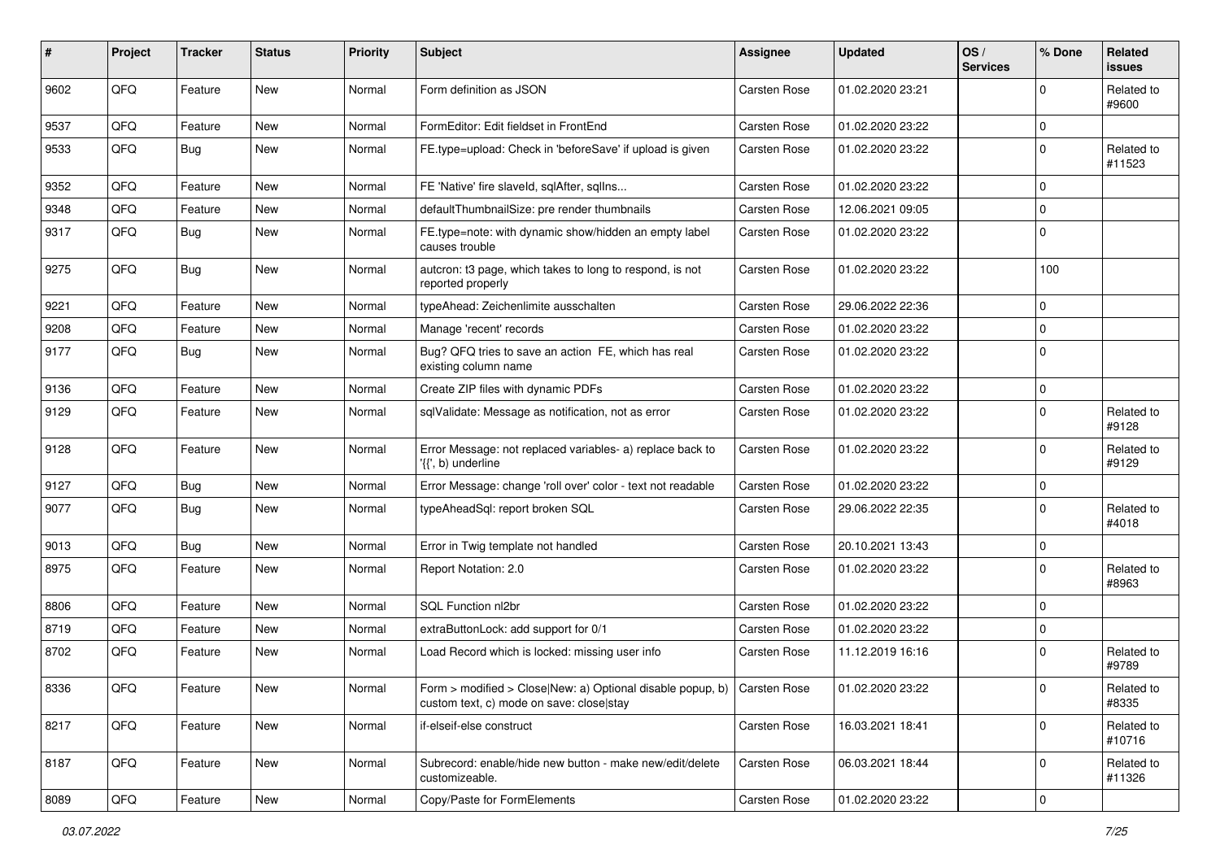| # | Project | Tracker | Status | Priority | Subject | Assignee | Updated | OS / Services | % Done | Related issues |
|---|---|---|---|---|---|---|---|---|---|---|
| 9602 | QFQ | Feature | New | Normal | Form definition as JSON | Carsten Rose | 01.02.2020 23:21 | | 0 | Related to #9600 |
| 9537 | QFQ | Feature | New | Normal | FormEditor: Edit fieldset in FrontEnd | Carsten Rose | 01.02.2020 23:22 | | 0 | |
| 9533 | QFQ | Bug | New | Normal | FE.type=upload: Check in 'beforeSave' if upload is given | Carsten Rose | 01.02.2020 23:22 | | 0 | Related to #11523 |
| 9352 | QFQ | Feature | New | Normal | FE 'Native' fire slaveId, sqlAfter, sqlIns... | Carsten Rose | 01.02.2020 23:22 | | 0 | |
| 9348 | QFQ | Feature | New | Normal | defaultThumbnailSize: pre render thumbnails | Carsten Rose | 12.06.2021 09:05 | | 0 | |
| 9317 | QFQ | Bug | New | Normal | FE.type=note: with dynamic show/hidden an empty label causes trouble | Carsten Rose | 01.02.2020 23:22 | | 0 | |
| 9275 | QFQ | Bug | New | Normal | autcron: t3 page, which takes to long to respond, is not reported properly | Carsten Rose | 01.02.2020 23:22 | | 100 | |
| 9221 | QFQ | Feature | New | Normal | typeAhead: Zeichenlimite ausschalten | Carsten Rose | 29.06.2022 22:36 | | 0 | |
| 9208 | QFQ | Feature | New | Normal | Manage 'recent' records | Carsten Rose | 01.02.2020 23:22 | | 0 | |
| 9177 | QFQ | Bug | New | Normal | Bug? QFQ tries to save an action FE, which has real existing column name | Carsten Rose | 01.02.2020 23:22 | | 0 | |
| 9136 | QFQ | Feature | New | Normal | Create ZIP files with dynamic PDFs | Carsten Rose | 01.02.2020 23:22 | | 0 | |
| 9129 | QFQ | Feature | New | Normal | sqlValidate: Message as notification, not as error | Carsten Rose | 01.02.2020 23:22 | | 0 | Related to #9128 |
| 9128 | QFQ | Feature | New | Normal | Error Message: not replaced variables- a) replace back to '{{', b) underline | Carsten Rose | 01.02.2020 23:22 | | 0 | Related to #9129 |
| 9127 | QFQ | Bug | New | Normal | Error Message: change 'roll over' color - text not readable | Carsten Rose | 01.02.2020 23:22 | | 0 | |
| 9077 | QFQ | Bug | New | Normal | typeAheadSql: report broken SQL | Carsten Rose | 29.06.2022 22:35 | | 0 | Related to #4018 |
| 9013 | QFQ | Bug | New | Normal | Error in Twig template not handled | Carsten Rose | 20.10.2021 13:43 | | 0 | |
| 8975 | QFQ | Feature | New | Normal | Report Notation: 2.0 | Carsten Rose | 01.02.2020 23:22 | | 0 | Related to #8963 |
| 8806 | QFQ | Feature | New | Normal | SQL Function nl2br | Carsten Rose | 01.02.2020 23:22 | | 0 | |
| 8719 | QFQ | Feature | New | Normal | extraButtonLock: add support for 0/1 | Carsten Rose | 01.02.2020 23:22 | | 0 | |
| 8702 | QFQ | Feature | New | Normal | Load Record which is locked: missing user info | Carsten Rose | 11.12.2019 16:16 | | 0 | Related to #9789 |
| 8336 | QFQ | Feature | New | Normal | Form > modified > Close\|New: a) Optional disable popup, b) custom text, c) mode on save: close\|stay | Carsten Rose | 01.02.2020 23:22 | | 0 | Related to #8335 |
| 8217 | QFQ | Feature | New | Normal | if-elseif-else construct | Carsten Rose | 16.03.2021 18:41 | | 0 | Related to #10716 |
| 8187 | QFQ | Feature | New | Normal | Subrecord: enable/hide new button - make new/edit/delete customizeable. | Carsten Rose | 06.03.2021 18:44 | | 0 | Related to #11326 |
| 8089 | QFQ | Feature | New | Normal | Copy/Paste for FormElements | Carsten Rose | 01.02.2020 23:22 | | 0 | |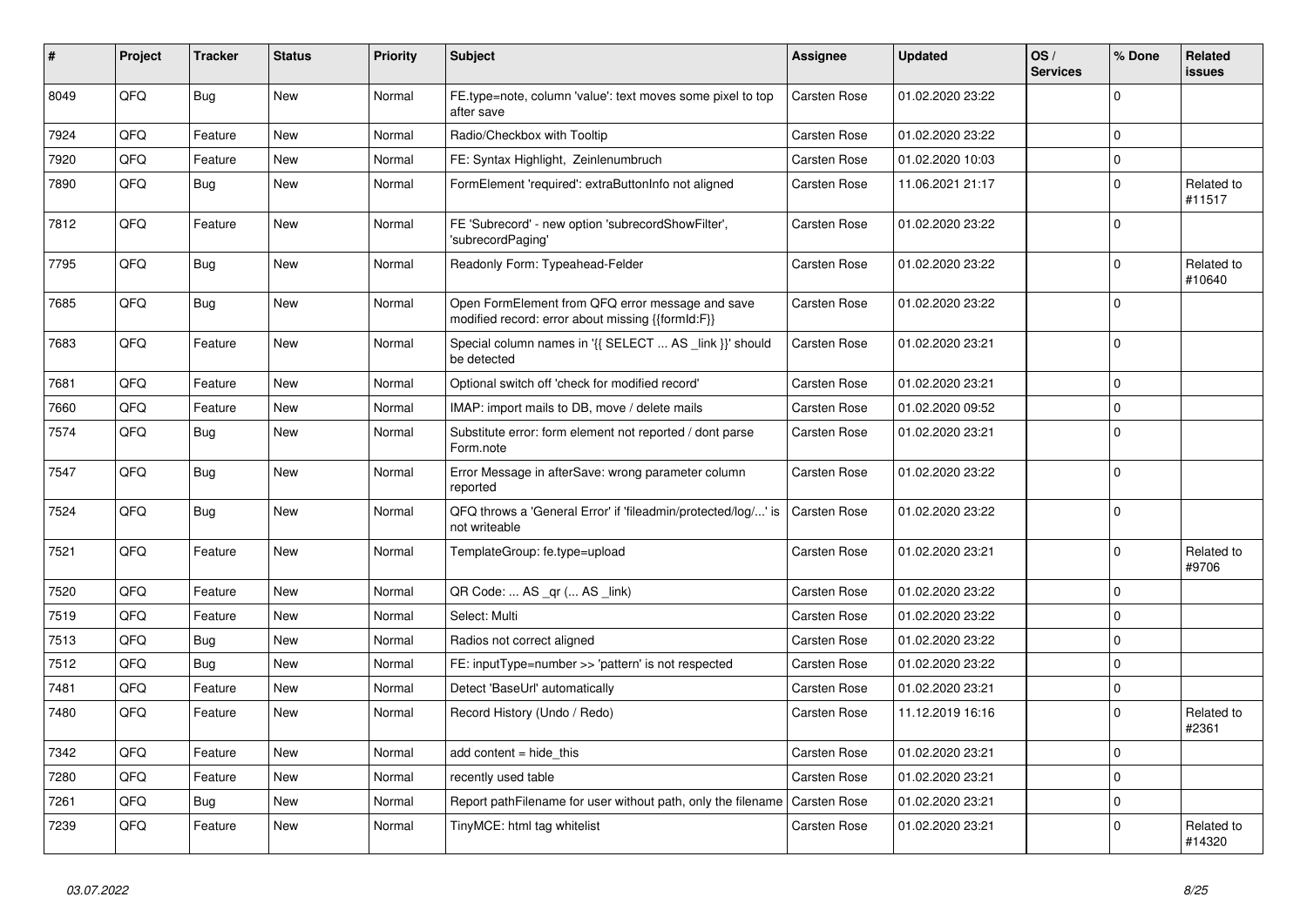| # | Project | Tracker | Status | Priority | Subject | Assignee | Updated | OS / Services | % Done | Related issues |
|---|---|---|---|---|---|---|---|---|---|---|
| 8049 | QFQ | Bug | New | Normal | FE.type=note, column 'value': text moves some pixel to top after save | Carsten Rose | 01.02.2020 23:22 | | 0 | |
| 7924 | QFQ | Feature | New | Normal | Radio/Checkbox with Tooltip | Carsten Rose | 01.02.2020 23:22 | | 0 | |
| 7920 | QFQ | Feature | New | Normal | FE: Syntax Highlight, Zeinlenumbruch | Carsten Rose | 01.02.2020 10:03 | | 0 | |
| 7890 | QFQ | Bug | New | Normal | FormElement 'required': extraButtonInfo not aligned | Carsten Rose | 11.06.2021 21:17 | | 0 | Related to #11517 |
| 7812 | QFQ | Feature | New | Normal | FE 'Subrecord' - new option 'subrecordShowFilter', 'subrecordPaging' | Carsten Rose | 01.02.2020 23:22 | | 0 | |
| 7795 | QFQ | Bug | New | Normal | Readonly Form: Typeahead-Felder | Carsten Rose | 01.02.2020 23:22 | | 0 | Related to #10640 |
| 7685 | QFQ | Bug | New | Normal | Open FormElement from QFQ error message and save modified record: error about missing {{formId:F}} | Carsten Rose | 01.02.2020 23:22 | | 0 | |
| 7683 | QFQ | Feature | New | Normal | Special column names in '{{ SELECT ... AS _link }}' should be detected | Carsten Rose | 01.02.2020 23:21 | | 0 | |
| 7681 | QFQ | Feature | New | Normal | Optional switch off 'check for modified record' | Carsten Rose | 01.02.2020 23:21 | | 0 | |
| 7660 | QFQ | Feature | New | Normal | IMAP: import mails to DB, move / delete mails | Carsten Rose | 01.02.2020 09:52 | | 0 | |
| 7574 | QFQ | Bug | New | Normal | Substitute error: form element not reported / dont parse Form.note | Carsten Rose | 01.02.2020 23:21 | | 0 | |
| 7547 | QFQ | Bug | New | Normal | Error Message in afterSave: wrong parameter column reported | Carsten Rose | 01.02.2020 23:22 | | 0 | |
| 7524 | QFQ | Bug | New | Normal | QFQ throws a 'General Error' if 'fileadmin/protected/log/...' is not writeable | Carsten Rose | 01.02.2020 23:22 | | 0 | |
| 7521 | QFQ | Feature | New | Normal | TemplateGroup: fe.type=upload | Carsten Rose | 01.02.2020 23:21 | | 0 | Related to #9706 |
| 7520 | QFQ | Feature | New | Normal | QR Code: ... AS _qr (... AS _link) | Carsten Rose | 01.02.2020 23:22 | | 0 | |
| 7519 | QFQ | Feature | New | Normal | Select: Multi | Carsten Rose | 01.02.2020 23:22 | | 0 | |
| 7513 | QFQ | Bug | New | Normal | Radios not correct aligned | Carsten Rose | 01.02.2020 23:22 | | 0 | |
| 7512 | QFQ | Bug | New | Normal | FE: inputType=number >> 'pattern' is not respected | Carsten Rose | 01.02.2020 23:22 | | 0 | |
| 7481 | QFQ | Feature | New | Normal | Detect 'BaseUrl' automatically | Carsten Rose | 01.02.2020 23:21 | | 0 | |
| 7480 | QFQ | Feature | New | Normal | Record History (Undo / Redo) | Carsten Rose | 11.12.2019 16:16 | | 0 | Related to #2361 |
| 7342 | QFQ | Feature | New | Normal | add content = hide_this | Carsten Rose | 01.02.2020 23:21 | | 0 | |
| 7280 | QFQ | Feature | New | Normal | recently used table | Carsten Rose | 01.02.2020 23:21 | | 0 | |
| 7261 | QFQ | Bug | New | Normal | Report pathFilename for user without path, only the filename | Carsten Rose | 01.02.2020 23:21 | | 0 | |
| 7239 | QFQ | Feature | New | Normal | TinyMCE: html tag whitelist | Carsten Rose | 01.02.2020 23:21 | | 0 | Related to #14320 |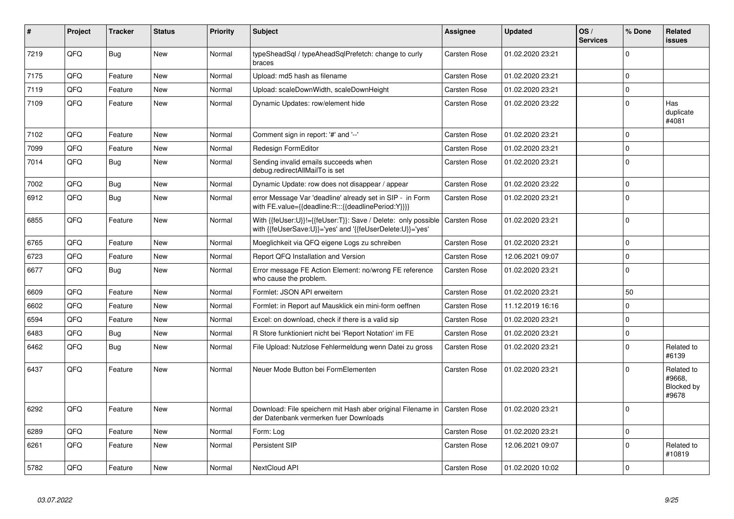| # | Project | Tracker | Status | Priority | Subject | Assignee | Updated | OS / Services | % Done | Related issues |
|---|---|---|---|---|---|---|---|---|---|---|
| 7219 | QFQ | Bug | New | Normal | typeSheadSql / typeAheadSqlPrefetch: change to curly braces | Carsten Rose | 01.02.2020 23:21 | | 0 | |
| 7175 | QFQ | Feature | New | Normal | Upload: md5 hash as filename | Carsten Rose | 01.02.2020 23:21 | | 0 | |
| 7119 | QFQ | Feature | New | Normal | Upload: scaleDownWidth, scaleDownHeight | Carsten Rose | 01.02.2020 23:21 | | 0 | |
| 7109 | QFQ | Feature | New | Normal | Dynamic Updates: row/element hide | Carsten Rose | 01.02.2020 23:22 | | 0 | Has duplicate #4081 |
| 7102 | QFQ | Feature | New | Normal | Comment sign in report: '#' and '--' | Carsten Rose | 01.02.2020 23:21 | | 0 | |
| 7099 | QFQ | Feature | New | Normal | Redesign FormEditor | Carsten Rose | 01.02.2020 23:21 | | 0 | |
| 7014 | QFQ | Bug | New | Normal | Sending invalid emails succeeds when debug.redirectAllMailTo is set | Carsten Rose | 01.02.2020 23:21 | | 0 | |
| 7002 | QFQ | Bug | New | Normal | Dynamic Update: row does not disappear / appear | Carsten Rose | 01.02.2020 23:22 | | 0 | |
| 6912 | QFQ | Bug | New | Normal | error Message Var 'deadline' already set in SIP - in Form with FE.value={{deadline:R:::{{deadlinePeriod:Y}}}} | Carsten Rose | 01.02.2020 23:21 | | 0 | |
| 6855 | QFQ | Feature | New | Normal | With {{feUser:U}}!={{feUser:T}}: Save / Delete: only possible with {{feUserSave:U}}='yes' and '{{feUserDelete:U}}='yes' | Carsten Rose | 01.02.2020 23:21 | | 0 | |
| 6765 | QFQ | Feature | New | Normal | Moeglichkeit via QFQ eigene Logs zu schreiben | Carsten Rose | 01.02.2020 23:21 | | 0 | |
| 6723 | QFQ | Feature | New | Normal | Report QFQ Installation and Version | Carsten Rose | 12.06.2021 09:07 | | 0 | |
| 6677 | QFQ | Bug | New | Normal | Error message FE Action Element: no/wrong FE reference who cause the problem. | Carsten Rose | 01.02.2020 23:21 | | 0 | |
| 6609 | QFQ | Feature | New | Normal | Formlet: JSON API erweitern | Carsten Rose | 01.02.2020 23:21 | | 50 | |
| 6602 | QFQ | Feature | New | Normal | Formlet: in Report auf Mausklick ein mini-form oeffnen | Carsten Rose | 11.12.2019 16:16 | | 0 | |
| 6594 | QFQ | Feature | New | Normal | Excel: on download, check if there is a valid sip | Carsten Rose | 01.02.2020 23:21 | | 0 | |
| 6483 | QFQ | Bug | New | Normal | R Store funktioniert nicht bei 'Report Notation' im FE | Carsten Rose | 01.02.2020 23:21 | | 0 | |
| 6462 | QFQ | Bug | New | Normal | File Upload: Nutzlose Fehlermeldung wenn Datei zu gross | Carsten Rose | 01.02.2020 23:21 | | 0 | Related to #6139 |
| 6437 | QFQ | Feature | New | Normal | Neuer Mode Button bei FormElementen | Carsten Rose | 01.02.2020 23:21 | | 0 | Related to #9668, Blocked by #9678 |
| 6292 | QFQ | Feature | New | Normal | Download: File speichern mit Hash aber original Filename in der Datenbank vermerken fuer Downloads | Carsten Rose | 01.02.2020 23:21 | | 0 | |
| 6289 | QFQ | Feature | New | Normal | Form: Log | Carsten Rose | 01.02.2020 23:21 | | 0 | |
| 6261 | QFQ | Feature | New | Normal | Persistent SIP | Carsten Rose | 12.06.2021 09:07 | | 0 | Related to #10819 |
| 5782 | QFQ | Feature | New | Normal | NextCloud API | Carsten Rose | 01.02.2020 10:02 | | 0 | |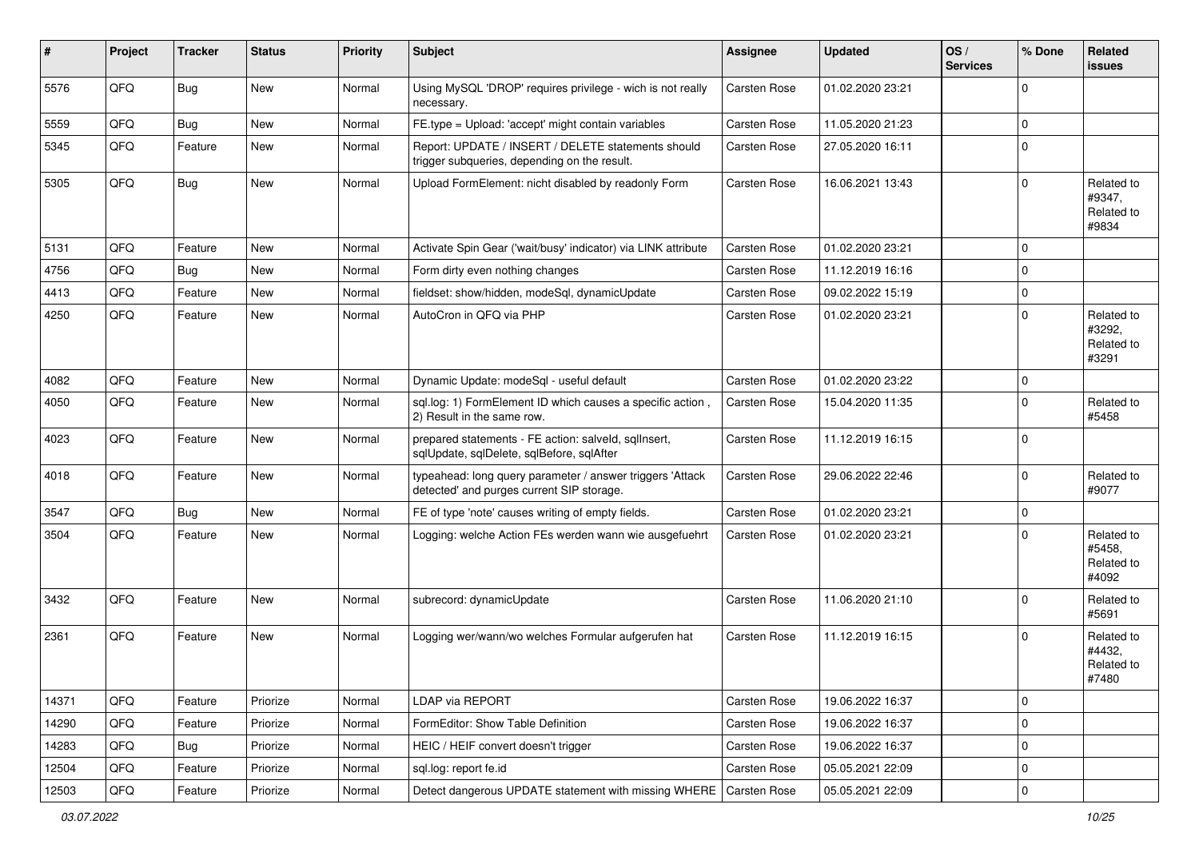| # | Project | Tracker | Status | Priority | Subject | Assignee | Updated | OS / Services | % Done | Related issues |
|---|---|---|---|---|---|---|---|---|---|---|
| 5576 | QFQ | Bug | New | Normal | Using MySQL 'DROP' requires privilege - wich is not really necessary. | Carsten Rose | 01.02.2020 23:21 | | 0 | |
| 5559 | QFQ | Bug | New | Normal | FE.type = Upload: 'accept' might contain variables | Carsten Rose | 11.05.2020 21:23 | | 0 | |
| 5345 | QFQ | Feature | New | Normal | Report: UPDATE / INSERT / DELETE statements should trigger subqueries, depending on the result. | Carsten Rose | 27.05.2020 16:11 | | 0 | |
| 5305 | QFQ | Bug | New | Normal | Upload FormElement: nicht disabled by readonly Form | Carsten Rose | 16.06.2021 13:43 | | 0 | Related to #9347, Related to #9834 |
| 5131 | QFQ | Feature | New | Normal | Activate Spin Gear ('wait/busy' indicator) via LINK attribute | Carsten Rose | 01.02.2020 23:21 | | 0 | |
| 4756 | QFQ | Bug | New | Normal | Form dirty even nothing changes | Carsten Rose | 11.12.2019 16:16 | | 0 | |
| 4413 | QFQ | Feature | New | Normal | fieldset: show/hidden, modeSql, dynamicUpdate | Carsten Rose | 09.02.2022 15:19 | | 0 | |
| 4250 | QFQ | Feature | New | Normal | AutoCron in QFQ via PHP | Carsten Rose | 01.02.2020 23:21 | | 0 | Related to #3292, Related to #3291 |
| 4082 | QFQ | Feature | New | Normal | Dynamic Update: modeSql - useful default | Carsten Rose | 01.02.2020 23:22 | | 0 | |
| 4050 | QFQ | Feature | New | Normal | sql.log: 1) FormElement ID which causes a specific action , 2) Result in the same row. | Carsten Rose | 15.04.2020 11:35 | | 0 | Related to #5458 |
| 4023 | QFQ | Feature | New | Normal | prepared statements - FE action: salveId, sqlInsert, sqlUpdate, sqlDelete, sqlBefore, sqlAfter | Carsten Rose | 11.12.2019 16:15 | | 0 | |
| 4018 | QFQ | Feature | New | Normal | typeahead: long query parameter / answer triggers 'Attack detected' and purges current SIP storage. | Carsten Rose | 29.06.2022 22:46 | | 0 | Related to #9077 |
| 3547 | QFQ | Bug | New | Normal | FE of type 'note' causes writing of empty fields. | Carsten Rose | 01.02.2020 23:21 | | 0 | |
| 3504 | QFQ | Feature | New | Normal | Logging: welche Action FEs werden wann wie ausgefuehrt | Carsten Rose | 01.02.2020 23:21 | | 0 | Related to #5458, Related to #4092 |
| 3432 | QFQ | Feature | New | Normal | subrecord: dynamicUpdate | Carsten Rose | 11.06.2020 21:10 | | 0 | Related to #5691 |
| 2361 | QFQ | Feature | New | Normal | Logging wer/wann/wo welches Formular aufgerufen hat | Carsten Rose | 11.12.2019 16:15 | | 0 | Related to #4432, Related to #7480 |
| 14371 | QFQ | Feature | Priorize | Normal | LDAP via REPORT | Carsten Rose | 19.06.2022 16:37 | | 0 | |
| 14290 | QFQ | Feature | Priorize | Normal | FormEditor: Show Table Definition | Carsten Rose | 19.06.2022 16:37 | | 0 | |
| 14283 | QFQ | Bug | Priorize | Normal | HEIC / HEIF convert doesn't trigger | Carsten Rose | 19.06.2022 16:37 | | 0 | |
| 12504 | QFQ | Feature | Priorize | Normal | sql.log: report fe.id | Carsten Rose | 05.05.2021 22:09 | | 0 | |
| 12503 | QFQ | Feature | Priorize | Normal | Detect dangerous UPDATE statement with missing WHERE | Carsten Rose | 05.05.2021 22:09 | | 0 | |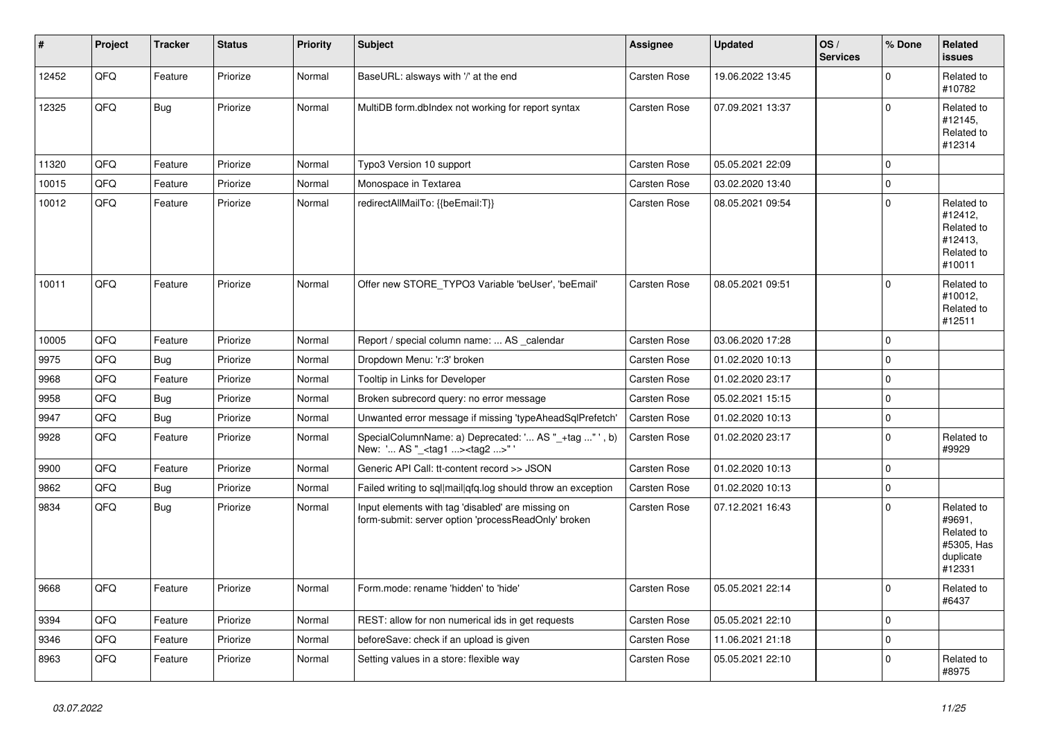| # | Project | Tracker | Status | Priority | Subject | Assignee | Updated | OS / Services | % Done | Related issues |
|---|---|---|---|---|---|---|---|---|---|---|
| 12452 | QFQ | Feature | Priorize | Normal | BaseURL: alsways with '/' at the end | Carsten Rose | 19.06.2022 13:45 | | 0 | Related to #10782 |
| 12325 | QFQ | Bug | Priorize | Normal | MultiDB form.dbIndex not working for report syntax | Carsten Rose | 07.09.2021 13:37 | | 0 | Related to #12145, Related to #12314 |
| 11320 | QFQ | Feature | Priorize | Normal | Typo3 Version 10 support | Carsten Rose | 05.05.2021 22:09 | | 0 | |
| 10015 | QFQ | Feature | Priorize | Normal | Monospace in Textarea | Carsten Rose | 03.02.2020 13:40 | | 0 | |
| 10012 | QFQ | Feature | Priorize | Normal | redirectAllMailTo: {{beEmail:T}} | Carsten Rose | 08.05.2021 09:54 | | 0 | Related to #12412, Related to #12413, Related to #10011 |
| 10011 | QFQ | Feature | Priorize | Normal | Offer new STORE_TYPO3 Variable 'beUser', 'beEmail' | Carsten Rose | 08.05.2021 09:51 | | 0 | Related to #10012, Related to #12511 |
| 10005 | QFQ | Feature | Priorize | Normal | Report / special column name: ... AS _calendar | Carsten Rose | 03.06.2020 17:28 | | 0 | |
| 9975 | QFQ | Bug | Priorize | Normal | Dropdown Menu: 'r:3' broken | Carsten Rose | 01.02.2020 10:13 | | 0 | |
| 9968 | QFQ | Feature | Priorize | Normal | Tooltip in Links for Developer | Carsten Rose | 01.02.2020 23:17 | | 0 | |
| 9958 | QFQ | Bug | Priorize | Normal | Broken subrecord query: no error message | Carsten Rose | 05.02.2021 15:15 | | 0 | |
| 9947 | QFQ | Bug | Priorize | Normal | Unwanted error message if missing 'typeAheadSqlPrefetch' | Carsten Rose | 01.02.2020 10:13 | | 0 | |
| 9928 | QFQ | Feature | Priorize | Normal | SpecialColumnName: a) Deprecated: '... AS "_+tag ..." ', b) New: '... AS "_<tag1 ...><tag2 ...>" ' | Carsten Rose | 01.02.2020 23:17 | | 0 | Related to #9929 |
| 9900 | QFQ | Feature | Priorize | Normal | Generic API Call: tt-content record >> JSON | Carsten Rose | 01.02.2020 10:13 | | 0 | |
| 9862 | QFQ | Bug | Priorize | Normal | Failed writing to sql\|mail\|qfq.log should throw an exception | Carsten Rose | 01.02.2020 10:13 | | 0 | |
| 9834 | QFQ | Bug | Priorize | Normal | Input elements with tag 'disabled' are missing on form-submit: server option 'processReadOnly' broken | Carsten Rose | 07.12.2021 16:43 | | 0 | Related to #9691, Related to #5305, Has duplicate #12331 |
| 9668 | QFQ | Feature | Priorize | Normal | Form.mode: rename 'hidden' to 'hide' | Carsten Rose | 05.05.2021 22:14 | | 0 | Related to #6437 |
| 9394 | QFQ | Feature | Priorize | Normal | REST: allow for non numerical ids in get requests | Carsten Rose | 05.05.2021 22:10 | | 0 | |
| 9346 | QFQ | Feature | Priorize | Normal | beforeSave: check if an upload is given | Carsten Rose | 11.06.2021 21:18 | | 0 | |
| 8963 | QFQ | Feature | Priorize | Normal | Setting values in a store: flexible way | Carsten Rose | 05.05.2021 22:10 | | 0 | Related to #8975 |

*03.07.2022*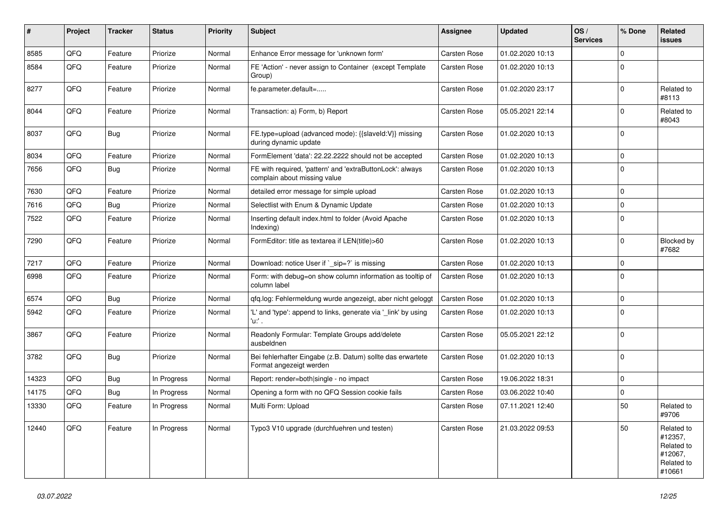| # | Project | Tracker | Status | Priority | Subject | Assignee | Updated | OS / Services | % Done | Related issues |
|---|---|---|---|---|---|---|---|---|---|---|
| 8585 | QFQ | Feature | Priorize | Normal | Enhance Error message for 'unknown form' | Carsten Rose | 01.02.2020 10:13 | | 0 | |
| 8584 | QFQ | Feature | Priorize | Normal | FE 'Action' - never assign to Container (except Template Group) | Carsten Rose | 01.02.2020 10:13 | | 0 | |
| 8277 | QFQ | Feature | Priorize | Normal | fe.parameter.default=..... | Carsten Rose | 01.02.2020 23:17 | | 0 | Related to #8113 |
| 8044 | QFQ | Feature | Priorize | Normal | Transaction: a) Form, b) Report | Carsten Rose | 05.05.2021 22:14 | | 0 | Related to #8043 |
| 8037 | QFQ | Bug | Priorize | Normal | FE.type=upload (advanced mode): {{slaveId:V}} missing during dynamic update | Carsten Rose | 01.02.2020 10:13 | | 0 | |
| 8034 | QFQ | Feature | Priorize | Normal | FormElement 'data': 22.22.2222 should not be accepted | Carsten Rose | 01.02.2020 10:13 | | 0 | |
| 7656 | QFQ | Bug | Priorize | Normal | FE with required, 'pattern' and 'extraButtonLock': always complain about missing value | Carsten Rose | 01.02.2020 10:13 | | 0 | |
| 7630 | QFQ | Feature | Priorize | Normal | detailed error message for simple upload | Carsten Rose | 01.02.2020 10:13 | | 0 | |
| 7616 | QFQ | Bug | Priorize | Normal | Selectlist with Enum & Dynamic Update | Carsten Rose | 01.02.2020 10:13 | | 0 | |
| 7522 | QFQ | Feature | Priorize | Normal | Inserting default index.html to folder (Avoid Apache Indexing) | Carsten Rose | 01.02.2020 10:13 | | 0 | |
| 7290 | QFQ | Feature | Priorize | Normal | FormEditor: title as textarea if LEN(title)>60 | Carsten Rose | 01.02.2020 10:13 | | 0 | Blocked by #7682 |
| 7217 | QFQ | Feature | Priorize | Normal | Download: notice User if `_sip=?` is missing | Carsten Rose | 01.02.2020 10:13 | | 0 | |
| 6998 | QFQ | Feature | Priorize | Normal | Form: with debug=on show column information as tooltip of column label | Carsten Rose | 01.02.2020 10:13 | | 0 | |
| 6574 | QFQ | Bug | Priorize | Normal | qfq.log: Fehlermeldung wurde angezeigt, aber nicht geloggt | Carsten Rose | 01.02.2020 10:13 | | 0 | |
| 5942 | QFQ | Feature | Priorize | Normal | 'L' and 'type': append to links, generate via '_link' by using 'u:' . | Carsten Rose | 01.02.2020 10:13 | | 0 | |
| 3867 | QFQ | Feature | Priorize | Normal | Readonly Formular: Template Groups add/delete ausbeldnen | Carsten Rose | 05.05.2021 22:12 | | 0 | |
| 3782 | QFQ | Bug | Priorize | Normal | Bei fehlerhafter Eingabe (z.B. Datum) sollte das erwartete Format angezeigt werden | Carsten Rose | 01.02.2020 10:13 | | 0 | |
| 14323 | QFQ | Bug | In Progress | Normal | Report: render=both\|single - no impact | Carsten Rose | 19.06.2022 18:31 | | 0 | |
| 14175 | QFQ | Bug | In Progress | Normal | Opening a form with no QFQ Session cookie fails | Carsten Rose | 03.06.2022 10:40 | | 0 | |
| 13330 | QFQ | Feature | In Progress | Normal | Multi Form: Upload | Carsten Rose | 07.11.2021 12:40 | | 50 | Related to #9706 |
| 12440 | QFQ | Feature | In Progress | Normal | Typo3 V10 upgrade (durchfuehren und testen) | Carsten Rose | 21.03.2022 09:53 | | 50 | Related to #12357, Related to #12067, Related to #10661 |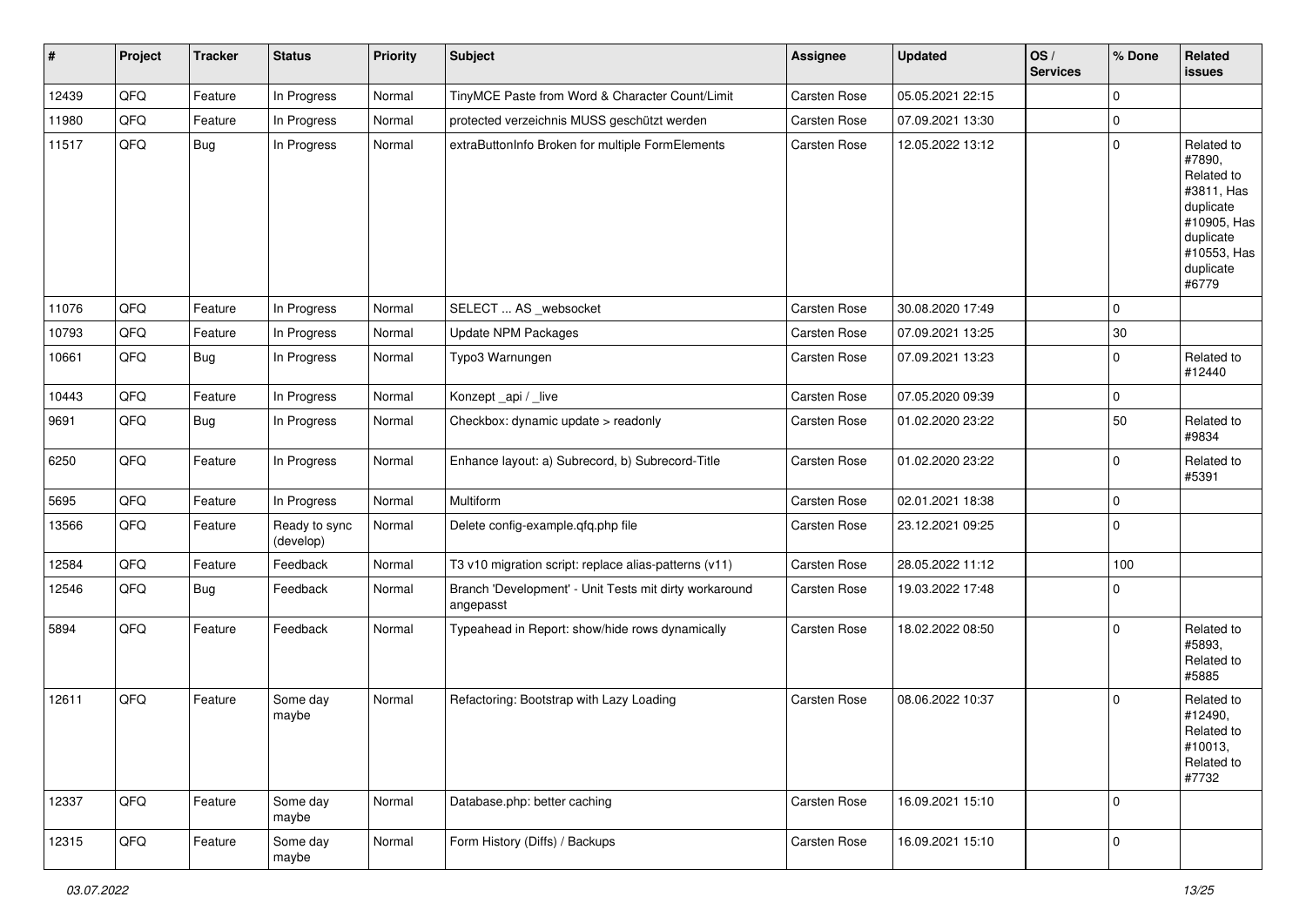| # | Project | Tracker | Status | Priority | Subject | Assignee | Updated | OS / Services | % Done | Related issues |
|---|---|---|---|---|---|---|---|---|---|---|
| 12439 | QFQ | Feature | In Progress | Normal | TinyMCE Paste from Word & Character Count/Limit | Carsten Rose | 05.05.2021 22:15 | | 0 | |
| 11980 | QFQ | Feature | In Progress | Normal | protected verzeichnis MUSS geschützt werden | Carsten Rose | 07.09.2021 13:30 | | 0 | |
| 11517 | QFQ | Bug | In Progress | Normal | extraButtonInfo Broken for multiple FormElements | Carsten Rose | 12.05.2022 13:12 | | 0 | Related to #7890, Related to #3811, Has duplicate #10905, Has duplicate #10553, Has duplicate #6779 |
| 11076 | QFQ | Feature | In Progress | Normal | SELECT ... AS _websocket | Carsten Rose | 30.08.2020 17:49 | | 0 | |
| 10793 | QFQ | Feature | In Progress | Normal | Update NPM Packages | Carsten Rose | 07.09.2021 13:25 | | 30 | |
| 10661 | QFQ | Bug | In Progress | Normal | Typo3 Warnungen | Carsten Rose | 07.09.2021 13:23 | | 0 | Related to #12440 |
| 10443 | QFQ | Feature | In Progress | Normal | Konzept _api / _live | Carsten Rose | 07.05.2020 09:39 | | 0 | |
| 9691 | QFQ | Bug | In Progress | Normal | Checkbox: dynamic update > readonly | Carsten Rose | 01.02.2020 23:22 | | 50 | Related to #9834 |
| 6250 | QFQ | Feature | In Progress | Normal | Enhance layout: a) Subrecord, b) Subrecord-Title | Carsten Rose | 01.02.2020 23:22 | | 0 | Related to #5391 |
| 5695 | QFQ | Feature | In Progress | Normal | Multiform | Carsten Rose | 02.01.2021 18:38 | | 0 | |
| 13566 | QFQ | Feature | Ready to sync (develop) | Normal | Delete config-example.qfq.php file | Carsten Rose | 23.12.2021 09:25 | | 0 | |
| 12584 | QFQ | Feature | Feedback | Normal | T3 v10 migration script: replace alias-patterns (v11) | Carsten Rose | 28.05.2022 11:12 | | 100 | |
| 12546 | QFQ | Bug | Feedback | Normal | Branch 'Development' - Unit Tests mit dirty workaround angepasst | Carsten Rose | 19.03.2022 17:48 | | 0 | |
| 5894 | QFQ | Feature | Feedback | Normal | Typeahead in Report: show/hide rows dynamically | Carsten Rose | 18.02.2022 08:50 | | 0 | Related to #5893, Related to #5885 |
| 12611 | QFQ | Feature | Some day maybe | Normal | Refactoring: Bootstrap with Lazy Loading | Carsten Rose | 08.06.2022 10:37 | | 0 | Related to #12490, Related to #10013, Related to #7732 |
| 12337 | QFQ | Feature | Some day maybe | Normal | Database.php: better caching | Carsten Rose | 16.09.2021 15:10 | | 0 | |
| 12315 | QFQ | Feature | Some day maybe | Normal | Form History (Diffs) / Backups | Carsten Rose | 16.09.2021 15:10 | | 0 | |

*03.07.2022*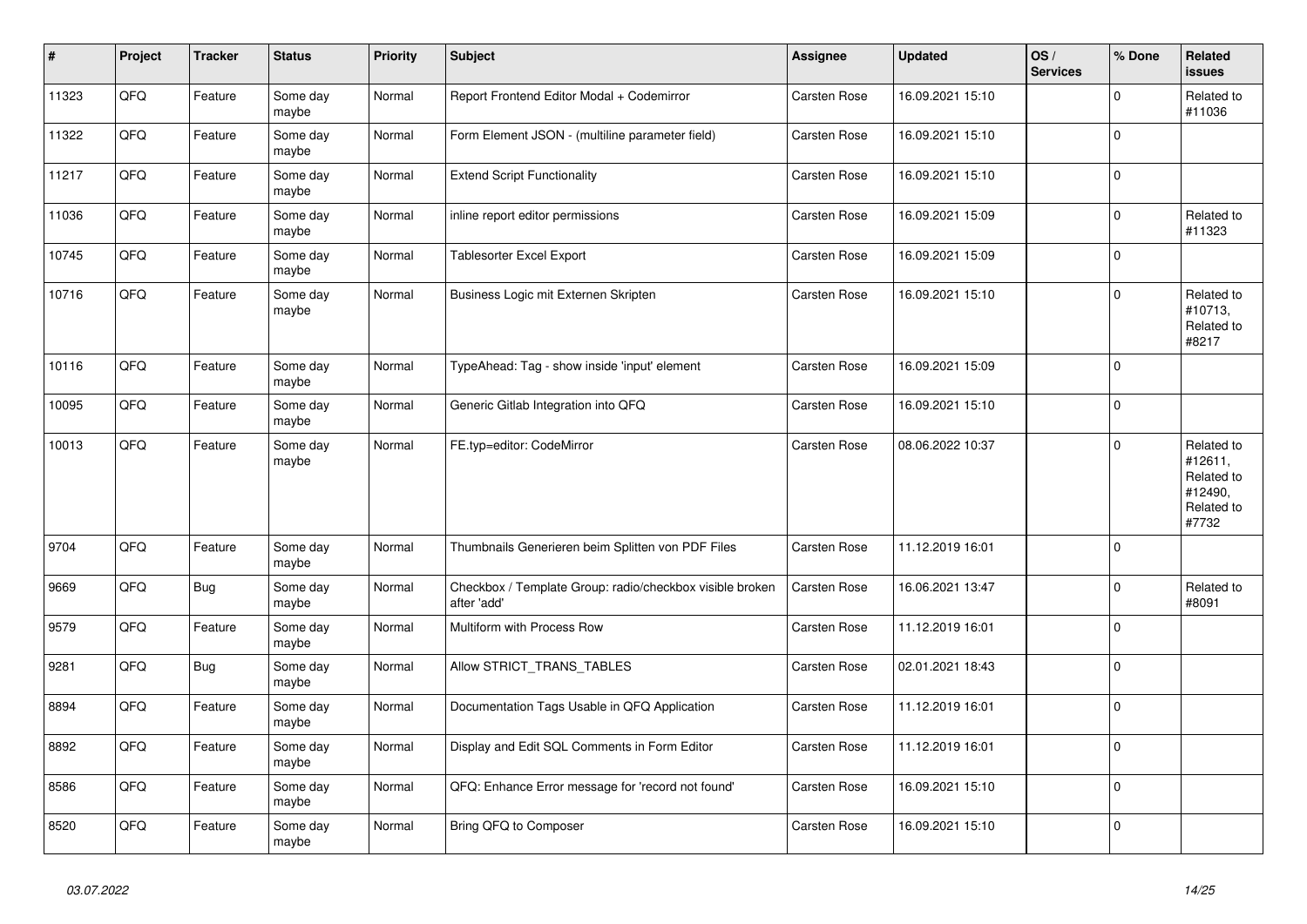| # | Project | Tracker | Status | Priority | Subject | Assignee | Updated | OS / Services | % Done | Related issues |
|---|---|---|---|---|---|---|---|---|---|---|
| 11323 | QFQ | Feature | Some day maybe | Normal | Report Frontend Editor Modal + Codemirror | Carsten Rose | 16.09.2021 15:10 | | 0 | Related to #11036 |
| 11322 | QFQ | Feature | Some day maybe | Normal | Form Element JSON - (multiline parameter field) | Carsten Rose | 16.09.2021 15:10 | | 0 | |
| 11217 | QFQ | Feature | Some day maybe | Normal | Extend Script Functionality | Carsten Rose | 16.09.2021 15:10 | | 0 | |
| 11036 | QFQ | Feature | Some day maybe | Normal | inline report editor permissions | Carsten Rose | 16.09.2021 15:09 | | 0 | Related to #11323 |
| 10745 | QFQ | Feature | Some day maybe | Normal | Tablesorter Excel Export | Carsten Rose | 16.09.2021 15:09 | | 0 | |
| 10716 | QFQ | Feature | Some day maybe | Normal | Business Logic mit Externen Skripten | Carsten Rose | 16.09.2021 15:10 | | 0 | Related to #10713, Related to #8217 |
| 10116 | QFQ | Feature | Some day maybe | Normal | TypeAhead: Tag - show inside 'input' element | Carsten Rose | 16.09.2021 15:09 | | 0 | |
| 10095 | QFQ | Feature | Some day maybe | Normal | Generic Gitlab Integration into QFQ | Carsten Rose | 16.09.2021 15:10 | | 0 | |
| 10013 | QFQ | Feature | Some day maybe | Normal | FE.typ=editor: CodeMirror | Carsten Rose | 08.06.2022 10:37 | | 0 | Related to #12611, Related to #12490, Related to #7732 |
| 9704 | QFQ | Feature | Some day maybe | Normal | Thumbnails Generieren beim Splitten von PDF Files | Carsten Rose | 11.12.2019 16:01 | | 0 | |
| 9669 | QFQ | Bug | Some day maybe | Normal | Checkbox / Template Group: radio/checkbox visible broken after 'add' | Carsten Rose | 16.06.2021 13:47 | | 0 | Related to #8091 |
| 9579 | QFQ | Feature | Some day maybe | Normal | Multiform with Process Row | Carsten Rose | 11.12.2019 16:01 | | 0 | |
| 9281 | QFQ | Bug | Some day maybe | Normal | Allow STRICT_TRANS_TABLES | Carsten Rose | 02.01.2021 18:43 | | 0 | |
| 8894 | QFQ | Feature | Some day maybe | Normal | Documentation Tags Usable in QFQ Application | Carsten Rose | 11.12.2019 16:01 | | 0 | |
| 8892 | QFQ | Feature | Some day maybe | Normal | Display and Edit SQL Comments in Form Editor | Carsten Rose | 11.12.2019 16:01 | | 0 | |
| 8586 | QFQ | Feature | Some day maybe | Normal | QFQ: Enhance Error message for 'record not found' | Carsten Rose | 16.09.2021 15:10 | | 0 | |
| 8520 | QFQ | Feature | Some day maybe | Normal | Bring QFQ to Composer | Carsten Rose | 16.09.2021 15:10 | | 0 | |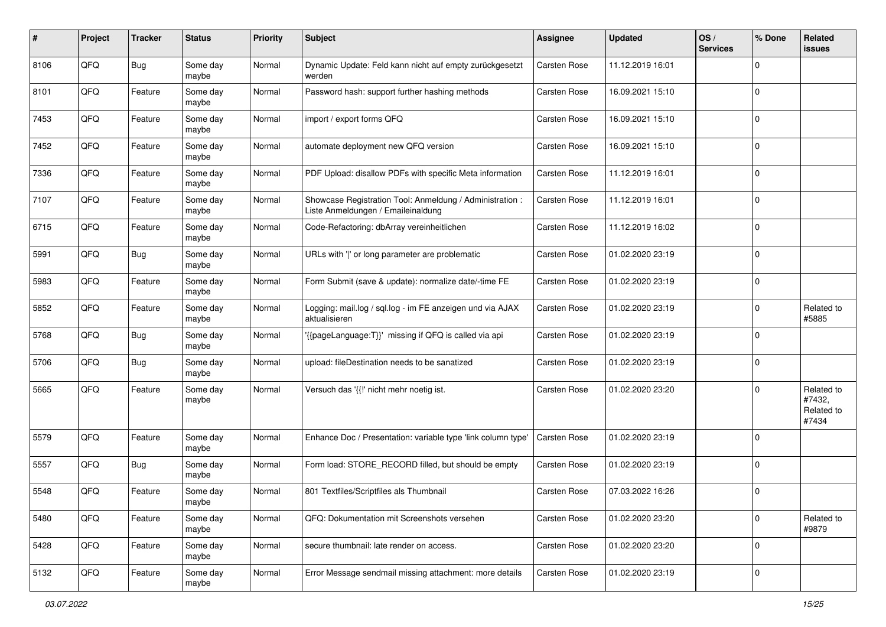| # | Project | Tracker | Status | Priority | Subject | Assignee | Updated | OS / Services | % Done | Related issues |
|---|---|---|---|---|---|---|---|---|---|---|
| 8106 | QFQ | Bug | Some day maybe | Normal | Dynamic Update: Feld kann nicht auf empty zurückgesetzt werden | Carsten Rose | 11.12.2019 16:01 | | 0 | |
| 8101 | QFQ | Feature | Some day maybe | Normal | Password hash: support further hashing methods | Carsten Rose | 16.09.2021 15:10 | | 0 | |
| 7453 | QFQ | Feature | Some day maybe | Normal | import / export forms QFQ | Carsten Rose | 16.09.2021 15:10 | | 0 | |
| 7452 | QFQ | Feature | Some day maybe | Normal | automate deployment new QFQ version | Carsten Rose | 16.09.2021 15:10 | | 0 | |
| 7336 | QFQ | Feature | Some day maybe | Normal | PDF Upload: disallow PDFs with specific Meta information | Carsten Rose | 11.12.2019 16:01 | | 0 | |
| 7107 | QFQ | Feature | Some day maybe | Normal | Showcase Registration Tool: Anmeldung / Administration : Liste Anmeldungen / Emaileinaldung | Carsten Rose | 11.12.2019 16:01 | | 0 | |
| 6715 | QFQ | Feature | Some day maybe | Normal | Code-Refactoring: dbArray vereinheitlichen | Carsten Rose | 11.12.2019 16:02 | | 0 | |
| 5991 | QFQ | Bug | Some day maybe | Normal | URLs with '\|' or long parameter are problematic | Carsten Rose | 01.02.2020 23:19 | | 0 | |
| 5983 | QFQ | Feature | Some day maybe | Normal | Form Submit (save & update): normalize date/-time FE | Carsten Rose | 01.02.2020 23:19 | | 0 | |
| 5852 | QFQ | Feature | Some day maybe | Normal | Logging: mail.log / sql.log - im FE anzeigen und via AJAX aktualisieren | Carsten Rose | 01.02.2020 23:19 | | 0 | Related to #5885 |
| 5768 | QFQ | Bug | Some day maybe | Normal | '{{pageLanguage:T}}' missing if QFQ is called via api | Carsten Rose | 01.02.2020 23:19 | | 0 | |
| 5706 | QFQ | Bug | Some day maybe | Normal | upload: fileDestination needs to be sanatized | Carsten Rose | 01.02.2020 23:19 | | 0 | |
| 5665 | QFQ | Feature | Some day maybe | Normal | Versuch das '{{!' nicht mehr noetig ist. | Carsten Rose | 01.02.2020 23:20 | | 0 | Related to #7432, Related to #7434 |
| 5579 | QFQ | Feature | Some day maybe | Normal | Enhance Doc / Presentation: variable type 'link column type' | Carsten Rose | 01.02.2020 23:19 | | 0 | |
| 5557 | QFQ | Bug | Some day maybe | Normal | Form load: STORE_RECORD filled, but should be empty | Carsten Rose | 01.02.2020 23:19 | | 0 | |
| 5548 | QFQ | Feature | Some day maybe | Normal | 801 Textfiles/Scriptfiles als Thumbnail | Carsten Rose | 07.03.2022 16:26 | | 0 | |
| 5480 | QFQ | Feature | Some day maybe | Normal | QFQ: Dokumentation mit Screenshots versehen | Carsten Rose | 01.02.2020 23:20 | | 0 | Related to #9879 |
| 5428 | QFQ | Feature | Some day maybe | Normal | secure thumbnail: late render on access. | Carsten Rose | 01.02.2020 23:20 | | 0 | |
| 5132 | QFQ | Feature | Some day maybe | Normal | Error Message sendmail missing attachment: more details | Carsten Rose | 01.02.2020 23:19 | | 0 | |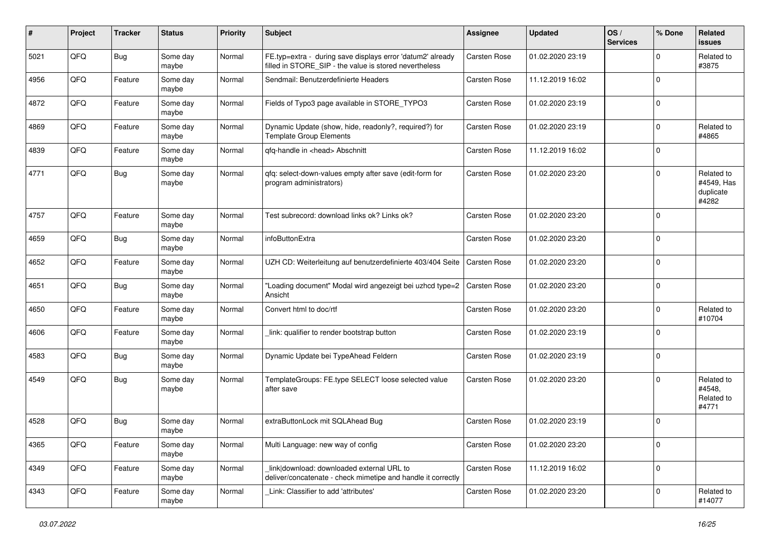| # | Project | Tracker | Status | Priority | Subject | Assignee | Updated | OS / Services | % Done | Related issues |
|---|---|---|---|---|---|---|---|---|---|---|
| 5021 | QFQ | Bug | Some day maybe | Normal | FE.typ=extra - during save displays error 'datum2' already filled in STORE_SIP - the value is stored nevertheless | Carsten Rose | 01.02.2020 23:19 | | 0 | Related to #3875 |
| 4956 | QFQ | Feature | Some day maybe | Normal | Sendmail: Benutzerdefinierte Headers | Carsten Rose | 11.12.2019 16:02 | | 0 | |
| 4872 | QFQ | Feature | Some day maybe | Normal | Fields of Typo3 page available in STORE_TYPO3 | Carsten Rose | 01.02.2020 23:19 | | 0 | |
| 4869 | QFQ | Feature | Some day maybe | Normal | Dynamic Update (show, hide, readonly?, required?) for Template Group Elements | Carsten Rose | 01.02.2020 23:19 | | 0 | Related to #4865 |
| 4839 | QFQ | Feature | Some day maybe | Normal | qfq-handle in <head> Abschnitt | Carsten Rose | 11.12.2019 16:02 | | 0 | |
| 4771 | QFQ | Bug | Some day maybe | Normal | qfq: select-down-values empty after save (edit-form for program administrators) | Carsten Rose | 01.02.2020 23:20 | | 0 | Related to #4549, Has duplicate #4282 |
| 4757 | QFQ | Feature | Some day maybe | Normal | Test subrecord: download links ok? Links ok? | Carsten Rose | 01.02.2020 23:20 | | 0 | |
| 4659 | QFQ | Bug | Some day maybe | Normal | infoButtonExtra | Carsten Rose | 01.02.2020 23:20 | | 0 | |
| 4652 | QFQ | Feature | Some day maybe | Normal | UZH CD: Weiterleitung auf benutzerdefinierte 403/404 Seite | Carsten Rose | 01.02.2020 23:20 | | 0 | |
| 4651 | QFQ | Bug | Some day maybe | Normal | "Loading document" Modal wird angezeigt bei uzhcd type=2 Ansicht | Carsten Rose | 01.02.2020 23:20 | | 0 | |
| 4650 | QFQ | Feature | Some day maybe | Normal | Convert html to doc/rtf | Carsten Rose | 01.02.2020 23:20 | | 0 | Related to #10704 |
| 4606 | QFQ | Feature | Some day maybe | Normal | _link: qualifier to render bootstrap button | Carsten Rose | 01.02.2020 23:19 | | 0 | |
| 4583 | QFQ | Bug | Some day maybe | Normal | Dynamic Update bei TypeAhead Feldern | Carsten Rose | 01.02.2020 23:19 | | 0 | |
| 4549 | QFQ | Bug | Some day maybe | Normal | TemplateGroups: FE.type SELECT loose selected value after save | Carsten Rose | 01.02.2020 23:20 | | 0 | Related to #4548, Related to #4771 |
| 4528 | QFQ | Bug | Some day maybe | Normal | extraButtonLock mit SQLAhead Bug | Carsten Rose | 01.02.2020 23:19 | | 0 | |
| 4365 | QFQ | Feature | Some day maybe | Normal | Multi Language: new way of config | Carsten Rose | 01.02.2020 23:20 | | 0 | |
| 4349 | QFQ | Feature | Some day maybe | Normal | _link\|download: downloaded external URL to deliver/concatenate - check mimetipe and handle it correctly | Carsten Rose | 11.12.2019 16:02 | | 0 | |
| 4343 | QFQ | Feature | Some day maybe | Normal | _Link: Classifier to add 'attributes' | Carsten Rose | 01.02.2020 23:20 | | 0 | Related to #14077 |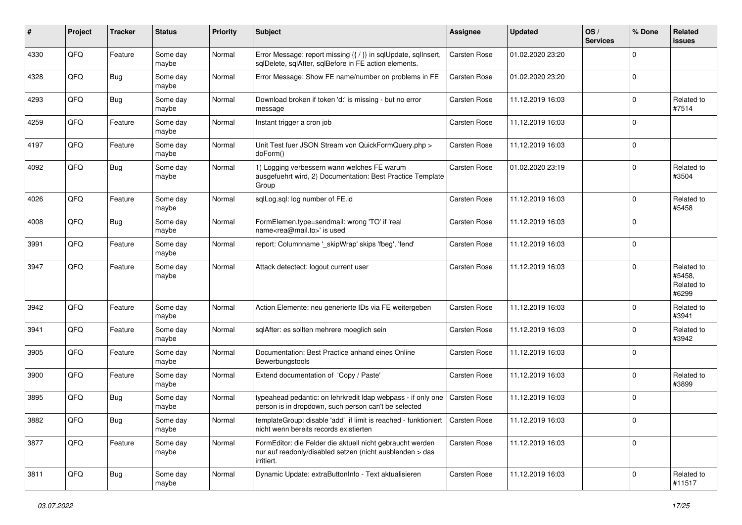| # | Project | Tracker | Status | Priority | Subject | Assignee | Updated | OS / Services | % Done | Related issues |
|---|---|---|---|---|---|---|---|---|---|---|
| 4330 | QFQ | Feature | Some day maybe | Normal | Error Message: report missing {{ / }} in sqlUpdate, sqlInsert, sqlDelete, sqlAfter, sqlBefore in FE action elements. | Carsten Rose | 01.02.2020 23:20 | | 0 | |
| 4328 | QFQ | Bug | Some day maybe | Normal | Error Message: Show FE name/number on problems in FE | Carsten Rose | 01.02.2020 23:20 | | 0 | |
| 4293 | QFQ | Bug | Some day maybe | Normal | Download broken if token 'd:' is missing - but no error message | Carsten Rose | 11.12.2019 16:03 | | 0 | Related to #7514 |
| 4259 | QFQ | Feature | Some day maybe | Normal | Instant trigger a cron job | Carsten Rose | 11.12.2019 16:03 | | 0 | |
| 4197 | QFQ | Feature | Some day maybe | Normal | Unit Test fuer JSON Stream von QuickFormQuery.php > doForm() | Carsten Rose | 11.12.2019 16:03 | | 0 | |
| 4092 | QFQ | Bug | Some day maybe | Normal | 1) Logging verbessern wann welches FE warum ausgefuehrt wird, 2) Documentation: Best Practice Template Group | Carsten Rose | 01.02.2020 23:19 | | 0 | Related to #3504 |
| 4026 | QFQ | Feature | Some day maybe | Normal | sqlLog.sql: log number of FE.id | Carsten Rose | 11.12.2019 16:03 | | 0 | Related to #5458 |
| 4008 | QFQ | Bug | Some day maybe | Normal | FormElemen.type=sendmail: wrong 'TO' if 'real name<rea@mail.to>' is used | Carsten Rose | 11.12.2019 16:03 | | 0 | |
| 3991 | QFQ | Feature | Some day maybe | Normal | report: Columnname '_skipWrap' skips 'fbeg', 'fend' | Carsten Rose | 11.12.2019 16:03 | | 0 | |
| 3947 | QFQ | Feature | Some day maybe | Normal | Attack detectect: logout current user | Carsten Rose | 11.12.2019 16:03 | | 0 | Related to #5458, Related to #6299 |
| 3942 | QFQ | Feature | Some day maybe | Normal | Action Elemente: neu generierte IDs via FE weitergeben | Carsten Rose | 11.12.2019 16:03 | | 0 | Related to #3941 |
| 3941 | QFQ | Feature | Some day maybe | Normal | sqlAfter: es sollten mehrere moeglich sein | Carsten Rose | 11.12.2019 16:03 | | 0 | Related to #3942 |
| 3905 | QFQ | Feature | Some day maybe | Normal | Documentation: Best Practice anhand eines Online Bewerbungstools | Carsten Rose | 11.12.2019 16:03 | | 0 | |
| 3900 | QFQ | Feature | Some day maybe | Normal | Extend documentation of 'Copy / Paste' | Carsten Rose | 11.12.2019 16:03 | | 0 | Related to #3899 |
| 3895 | QFQ | Bug | Some day maybe | Normal | typeahead pedantic: on lehrkredit ldap webpass - if only one person is in dropdown, such person can't be selected | Carsten Rose | 11.12.2019 16:03 | | 0 | |
| 3882 | QFQ | Bug | Some day maybe | Normal | templateGroup: disable 'add' if limit is reached - funktioniert nicht wenn bereits records existierten | Carsten Rose | 11.12.2019 16:03 | | 0 | |
| 3877 | QFQ | Feature | Some day maybe | Normal | FormEditor: die Felder die aktuell nicht gebraucht werden nur auf readonly/disabled setzen (nicht ausblenden > das irritiert. | Carsten Rose | 11.12.2019 16:03 | | 0 | |
| 3811 | QFQ | Bug | Some day maybe | Normal | Dynamic Update: extraButtonInfo - Text aktualisieren | Carsten Rose | 11.12.2019 16:03 | | 0 | Related to #11517 |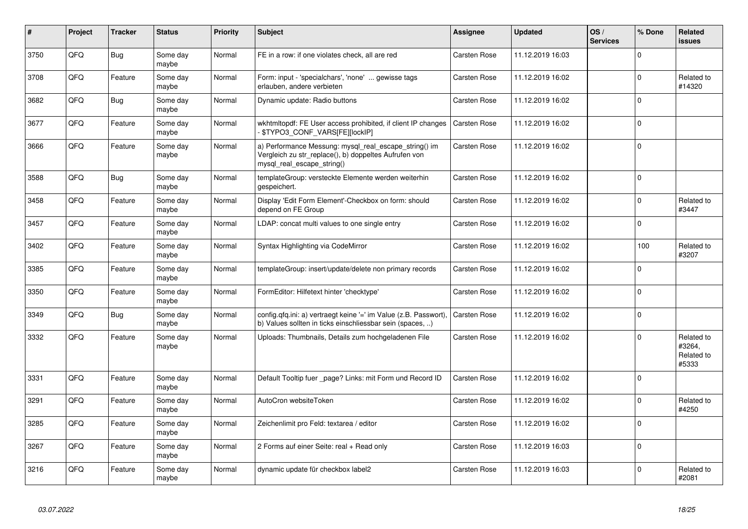| # | Project | Tracker | Status | Priority | Subject | Assignee | Updated | OS / Services | % Done | Related issues |
|---|---|---|---|---|---|---|---|---|---|---|
| 3750 | QFQ | Bug | Some day maybe | Normal | FE in a row: if one violates check, all are red | Carsten Rose | 11.12.2019 16:03 | | 0 | |
| 3708 | QFQ | Feature | Some day maybe | Normal | Form: input - 'specialchars', 'none' ... gewisse tags erlauben, andere verbieten | Carsten Rose | 11.12.2019 16:02 | | 0 | Related to #14320 |
| 3682 | QFQ | Bug | Some day maybe | Normal | Dynamic update: Radio buttons | Carsten Rose | 11.12.2019 16:02 | | 0 | |
| 3677 | QFQ | Feature | Some day maybe | Normal | wkhtmltopdf: FE User access prohibited, if client IP changes - $TYPO3_CONF_VARS[FE][lockIP] | Carsten Rose | 11.12.2019 16:02 | | 0 | |
| 3666 | QFQ | Feature | Some day maybe | Normal | a) Performance Messung: mysql_real_escape_string() im Vergleich zu str_replace(), b) doppeltes Aufrufen von mysql_real_escape_string() | Carsten Rose | 11.12.2019 16:02 | | 0 | |
| 3588 | QFQ | Bug | Some day maybe | Normal | templateGroup: versteckte Elemente werden weiterhin gespeichert. | Carsten Rose | 11.12.2019 16:02 | | 0 | |
| 3458 | QFQ | Feature | Some day maybe | Normal | Display 'Edit Form Element'-Checkbox on form: should depend on FE Group | Carsten Rose | 11.12.2019 16:02 | | 0 | Related to #3447 |
| 3457 | QFQ | Feature | Some day maybe | Normal | LDAP: concat multi values to one single entry | Carsten Rose | 11.12.2019 16:02 | | 0 | |
| 3402 | QFQ | Feature | Some day maybe | Normal | Syntax Highlighting via CodeMirror | Carsten Rose | 11.12.2019 16:02 | | 100 | Related to #3207 |
| 3385 | QFQ | Feature | Some day maybe | Normal | templateGroup: insert/update/delete non primary records | Carsten Rose | 11.12.2019 16:02 | | 0 | |
| 3350 | QFQ | Feature | Some day maybe | Normal | FormEditor: Hilfetext hinter 'checktype' | Carsten Rose | 11.12.2019 16:02 | | 0 | |
| 3349 | QFQ | Bug | Some day maybe | Normal | config.qfq.ini: a) vertraegt keine '=' im Value (z.B. Passwort), b) Values sollten in ticks einschliessbar sein (spaces, ..) | Carsten Rose | 11.12.2019 16:02 | | 0 | |
| 3332 | QFQ | Feature | Some day maybe | Normal | Uploads: Thumbnails, Details zum hochgeladenen File | Carsten Rose | 11.12.2019 16:02 | | 0 | Related to #3264, Related to #5333 |
| 3331 | QFQ | Feature | Some day maybe | Normal | Default Tooltip fuer _page? Links: mit Form und Record ID | Carsten Rose | 11.12.2019 16:02 | | 0 | |
| 3291 | QFQ | Feature | Some day maybe | Normal | AutoCron websiteToken | Carsten Rose | 11.12.2019 16:02 | | 0 | Related to #4250 |
| 3285 | QFQ | Feature | Some day maybe | Normal | Zeichenlimit pro Feld: textarea / editor | Carsten Rose | 11.12.2019 16:02 | | 0 | |
| 3267 | QFQ | Feature | Some day maybe | Normal | 2 Forms auf einer Seite: real + Read only | Carsten Rose | 11.12.2019 16:03 | | 0 | |
| 3216 | QFQ | Feature | Some day maybe | Normal | dynamic update für checkbox label2 | Carsten Rose | 11.12.2019 16:03 | | 0 | Related to #2081 |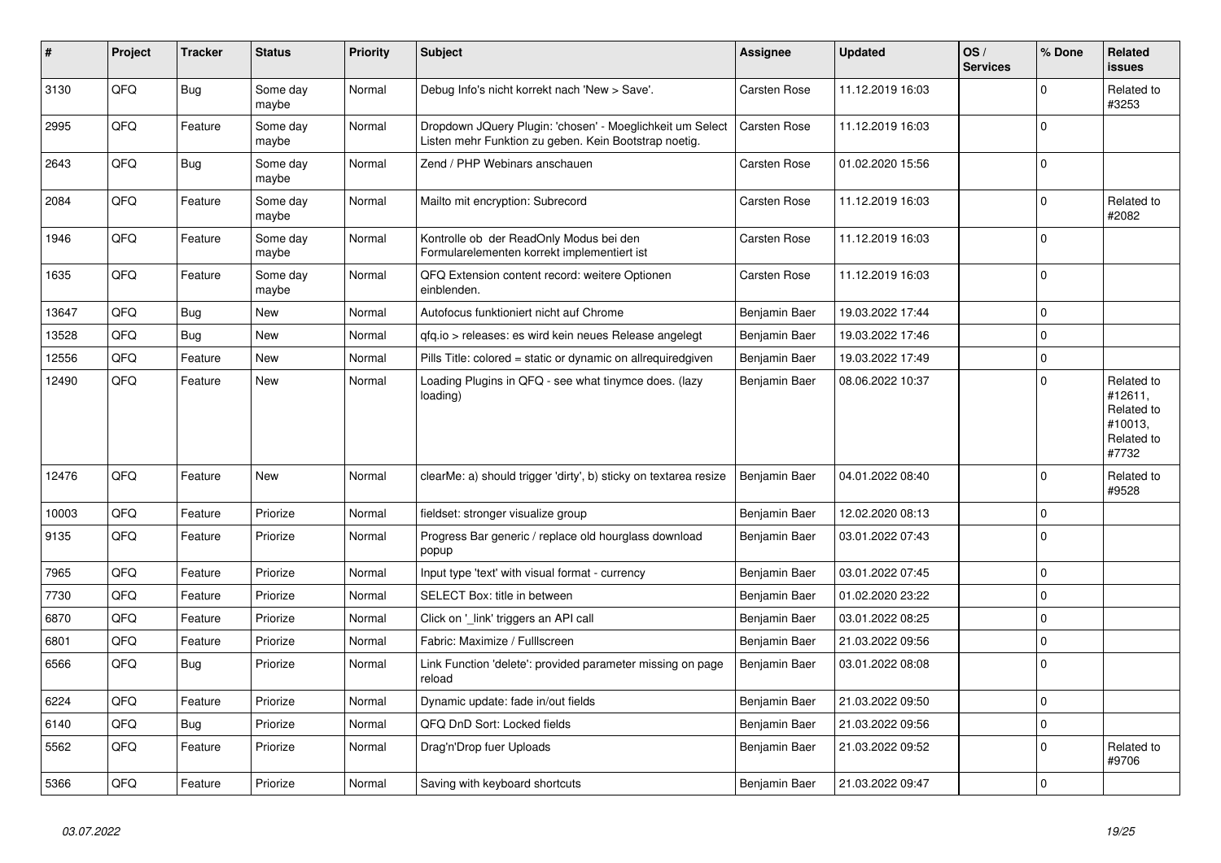| # | Project | Tracker | Status | Priority | Subject | Assignee | Updated | OS / Services | % Done | Related issues |
|---|---|---|---|---|---|---|---|---|---|---|
| 3130 | QFQ | Bug | Some day maybe | Normal | Debug Info's nicht korrekt nach 'New > Save'. | Carsten Rose | 11.12.2019 16:03 | | 0 | Related to #3253 |
| 2995 | QFQ | Feature | Some day maybe | Normal | Dropdown JQuery Plugin: 'chosen' - Moeglichkeit um Select Listen mehr Funktion zu geben. Kein Bootstrap noetig. | Carsten Rose | 11.12.2019 16:03 | | 0 | |
| 2643 | QFQ | Bug | Some day maybe | Normal | Zend / PHP Webinars anschauen | Carsten Rose | 01.02.2020 15:56 | | 0 | |
| 2084 | QFQ | Feature | Some day maybe | Normal | Mailto mit encryption: Subrecord | Carsten Rose | 11.12.2019 16:03 | | 0 | Related to #2082 |
| 1946 | QFQ | Feature | Some day maybe | Normal | Kontrolle ob der ReadOnly Modus bei den Formularelementen korrekt implementiert ist | Carsten Rose | 11.12.2019 16:03 | | 0 | |
| 1635 | QFQ | Feature | Some day maybe | Normal | QFQ Extension content record: weitere Optionen einblenden. | Carsten Rose | 11.12.2019 16:03 | | 0 | |
| 13647 | QFQ | Bug | New | Normal | Autofocus funktioniert nicht auf Chrome | Benjamin Baer | 19.03.2022 17:44 | | 0 | |
| 13528 | QFQ | Bug | New | Normal | qfq.io > releases: es wird kein neues Release angelegt | Benjamin Baer | 19.03.2022 17:46 | | 0 | |
| 12556 | QFQ | Feature | New | Normal | Pills Title: colored = static or dynamic on allrequiredgiven | Benjamin Baer | 19.03.2022 17:49 | | 0 | |
| 12490 | QFQ | Feature | New | Normal | Loading Plugins in QFQ - see what tinymce does. (lazy loading) | Benjamin Baer | 08.06.2022 10:37 | | 0 | Related to #12611, Related to #10013, Related to #7732 |
| 12476 | QFQ | Feature | New | Normal | clearMe: a) should trigger 'dirty', b) sticky on textarea resize | Benjamin Baer | 04.01.2022 08:40 | | 0 | Related to #9528 |
| 10003 | QFQ | Feature | Priorize | Normal | fieldset: stronger visualize group | Benjamin Baer | 12.02.2020 08:13 | | 0 | |
| 9135 | QFQ | Feature | Priorize | Normal | Progress Bar generic / replace old hourglass download popup | Benjamin Baer | 03.01.2022 07:43 | | 0 | |
| 7965 | QFQ | Feature | Priorize | Normal | Input type 'text' with visual format - currency | Benjamin Baer | 03.01.2022 07:45 | | 0 | |
| 7730 | QFQ | Feature | Priorize | Normal | SELECT Box: title in between | Benjamin Baer | 01.02.2020 23:22 | | 0 | |
| 6870 | QFQ | Feature | Priorize | Normal | Click on '_link' triggers an API call | Benjamin Baer | 03.01.2022 08:25 | | 0 | |
| 6801 | QFQ | Feature | Priorize | Normal | Fabric: Maximize / Fulllscreen | Benjamin Baer | 21.03.2022 09:56 | | 0 | |
| 6566 | QFQ | Bug | Priorize | Normal | Link Function 'delete': provided parameter missing on page reload | Benjamin Baer | 03.01.2022 08:08 | | 0 | |
| 6224 | QFQ | Feature | Priorize | Normal | Dynamic update: fade in/out fields | Benjamin Baer | 21.03.2022 09:50 | | 0 | |
| 6140 | QFQ | Bug | Priorize | Normal | QFQ DnD Sort: Locked fields | Benjamin Baer | 21.03.2022 09:56 | | 0 | |
| 5562 | QFQ | Feature | Priorize | Normal | Drag'n'Drop fuer Uploads | Benjamin Baer | 21.03.2022 09:52 | | 0 | Related to #9706 |
| 5366 | QFQ | Feature | Priorize | Normal | Saving with keyboard shortcuts | Benjamin Baer | 21.03.2022 09:47 | | 0 | |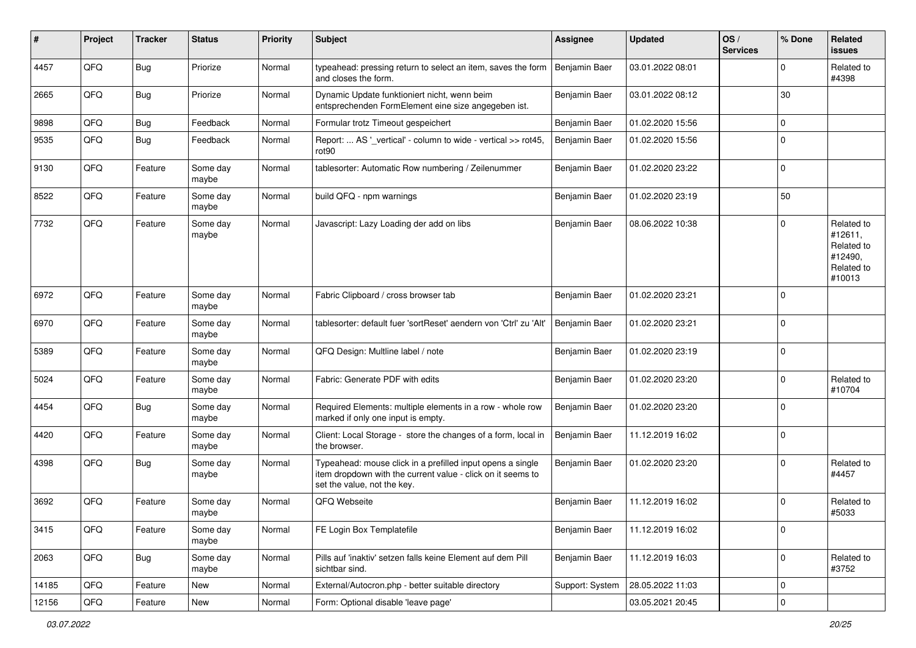| # | Project | Tracker | Status | Priority | Subject | Assignee | Updated | OS / Services | % Done | Related issues |
|---|---|---|---|---|---|---|---|---|---|---|
| 4457 | QFQ | Bug | Priorize | Normal | typeahead: pressing return to select an item, saves the form and closes the form. | Benjamin Baer | 03.01.2022 08:01 | | 0 | Related to #4398 |
| 2665 | QFQ | Bug | Priorize | Normal | Dynamic Update funktioniert nicht, wenn beim entsprechenden FormElement eine size angegeben ist. | Benjamin Baer | 03.01.2022 08:12 | | 30 | |
| 9898 | QFQ | Bug | Feedback | Normal | Formular trotz Timeout gespeichert | Benjamin Baer | 01.02.2020 15:56 | | 0 | |
| 9535 | QFQ | Bug | Feedback | Normal | Report: ... AS '_vertical' - column to wide - vertical >> rot45, rot90 | Benjamin Baer | 01.02.2020 15:56 | | 0 | |
| 9130 | QFQ | Feature | Some day maybe | Normal | tablesorter: Automatic Row numbering / Zeilenummer | Benjamin Baer | 01.02.2020 23:22 | | 0 | |
| 8522 | QFQ | Feature | Some day maybe | Normal | build QFQ - npm warnings | Benjamin Baer | 01.02.2020 23:19 | | 50 | |
| 7732 | QFQ | Feature | Some day maybe | Normal | Javascript: Lazy Loading der add on libs | Benjamin Baer | 08.06.2022 10:38 | | 0 | Related to #12611, Related to #12490, Related to #10013 |
| 6972 | QFQ | Feature | Some day maybe | Normal | Fabric Clipboard / cross browser tab | Benjamin Baer | 01.02.2020 23:21 | | 0 | |
| 6970 | QFQ | Feature | Some day maybe | Normal | tablesorter: default fuer 'sortReset' aendern von 'Ctrl' zu 'Alt' | Benjamin Baer | 01.02.2020 23:21 | | 0 | |
| 5389 | QFQ | Feature | Some day maybe | Normal | QFQ Design: Multline label / note | Benjamin Baer | 01.02.2020 23:19 | | 0 | |
| 5024 | QFQ | Feature | Some day maybe | Normal | Fabric: Generate PDF with edits | Benjamin Baer | 01.02.2020 23:20 | | 0 | Related to #10704 |
| 4454 | QFQ | Bug | Some day maybe | Normal | Required Elements: multiple elements in a row - whole row marked if only one input is empty. | Benjamin Baer | 01.02.2020 23:20 | | 0 | |
| 4420 | QFQ | Feature | Some day maybe | Normal | Client: Local Storage - store the changes of a form, local in the browser. | Benjamin Baer | 11.12.2019 16:02 | | 0 | |
| 4398 | QFQ | Bug | Some day maybe | Normal | Typeahead: mouse click in a prefilled input opens a single item dropdown with the current value - click on it seems to set the value, not the key. | Benjamin Baer | 01.02.2020 23:20 | | 0 | Related to #4457 |
| 3692 | QFQ | Feature | Some day maybe | Normal | QFQ Webseite | Benjamin Baer | 11.12.2019 16:02 | | 0 | Related to #5033 |
| 3415 | QFQ | Feature | Some day maybe | Normal | FE Login Box Templatefile | Benjamin Baer | 11.12.2019 16:02 | | 0 | |
| 2063 | QFQ | Bug | Some day maybe | Normal | Pills auf 'inaktiv' setzen falls keine Element auf dem Pill sichtbar sind. | Benjamin Baer | 11.12.2019 16:03 | | 0 | Related to #3752 |
| 14185 | QFQ | Feature | New | Normal | External/Autocron.php - better suitable directory | Support: System | 28.05.2022 11:03 | | 0 | |
| 12156 | QFQ | Feature | New | Normal | Form: Optional disable 'leave page' | | 03.05.2021 20:45 | | 0 | |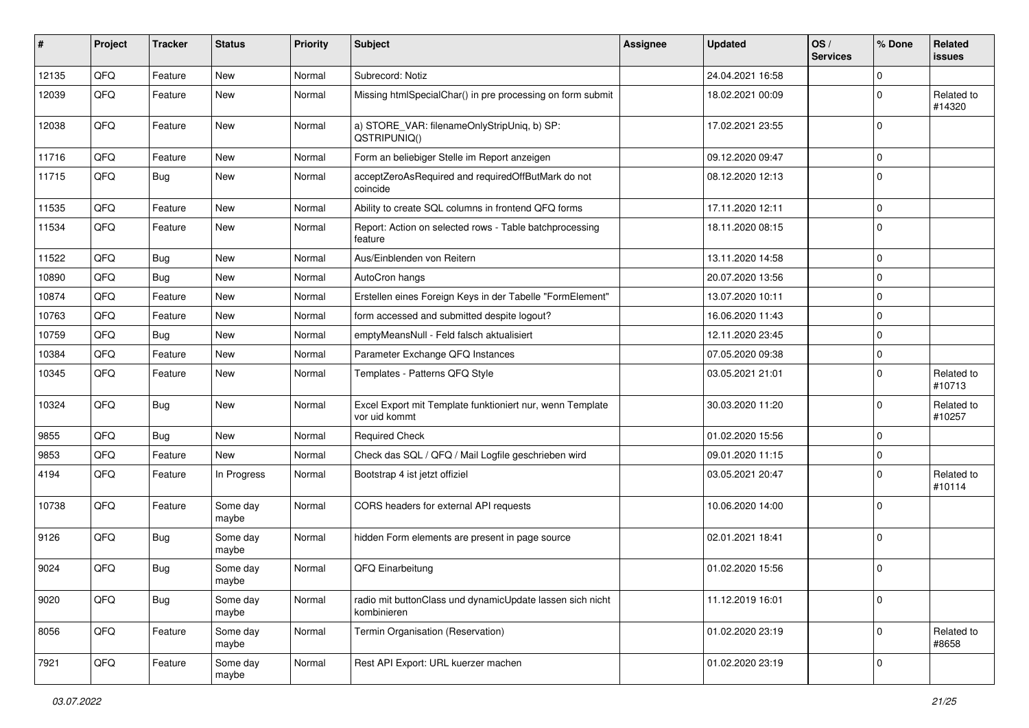| # | Project | Tracker | Status | Priority | Subject | Assignee | Updated | OS / Services | % Done | Related issues |
|---|---|---|---|---|---|---|---|---|---|---|
| 12135 | QFQ | Feature | New | Normal | Subrecord: Notiz | | 24.04.2021 16:58 | | 0 | |
| 12039 | QFQ | Feature | New | Normal | Missing htmlSpecialChar() in pre processing on form submit | | 18.02.2021 00:09 | | 0 | Related to #14320 |
| 12038 | QFQ | Feature | New | Normal | a) STORE_VAR: filenameOnlyStripUniq, b) SP: QSTRIPUNIQ() | | 17.02.2021 23:55 | | 0 | |
| 11716 | QFQ | Feature | New | Normal | Form an beliebiger Stelle im Report anzeigen | | 09.12.2020 09:47 | | 0 | |
| 11715 | QFQ | Bug | New | Normal | acceptZeroAsRequired and requiredOffButMark do not coincide | | 08.12.2020 12:13 | | 0 | |
| 11535 | QFQ | Feature | New | Normal | Ability to create SQL columns in frontend QFQ forms | | 17.11.2020 12:11 | | 0 | |
| 11534 | QFQ | Feature | New | Normal | Report: Action on selected rows - Table batchprocessing feature | | 18.11.2020 08:15 | | 0 | |
| 11522 | QFQ | Bug | New | Normal | Aus/Einblenden von Reitern | | 13.11.2020 14:58 | | 0 | |
| 10890 | QFQ | Bug | New | Normal | AutoCron hangs | | 20.07.2020 13:56 | | 0 | |
| 10874 | QFQ | Feature | New | Normal | Erstellen eines Foreign Keys in der Tabelle "FormElement" | | 13.07.2020 10:11 | | 0 | |
| 10763 | QFQ | Feature | New | Normal | form accessed and submitted despite logout? | | 16.06.2020 11:43 | | 0 | |
| 10759 | QFQ | Bug | New | Normal | emptyMeansNull - Feld falsch aktualisiert | | 12.11.2020 23:45 | | 0 | |
| 10384 | QFQ | Feature | New | Normal | Parameter Exchange QFQ Instances | | 07.05.2020 09:38 | | 0 | |
| 10345 | QFQ | Feature | New | Normal | Templates - Patterns QFQ Style | | 03.05.2021 21:01 | | 0 | Related to #10713 |
| 10324 | QFQ | Bug | New | Normal | Excel Export mit Template funktioniert nur, wenn Template vor uid kommt | | 30.03.2020 11:20 | | 0 | Related to #10257 |
| 9855 | QFQ | Bug | New | Normal | Required Check | | 01.02.2020 15:56 | | 0 | |
| 9853 | QFQ | Feature | New | Normal | Check das SQL / QFQ / Mail Logfile geschrieben wird | | 09.01.2020 11:15 | | 0 | |
| 4194 | QFQ | Feature | In Progress | Normal | Bootstrap 4 ist jetzt offiziel | | 03.05.2021 20:47 | | 0 | Related to #10114 |
| 10738 | QFQ | Feature | Some day maybe | Normal | CORS headers for external API requests | | 10.06.2020 14:00 | | 0 | |
| 9126 | QFQ | Bug | Some day maybe | Normal | hidden Form elements are present in page source | | 02.01.2021 18:41 | | 0 | |
| 9024 | QFQ | Bug | Some day maybe | Normal | QFQ Einarbeitung | | 01.02.2020 15:56 | | 0 | |
| 9020 | QFQ | Bug | Some day maybe | Normal | radio mit buttonClass und dynamicUpdate lassen sich nicht kombinieren | | 11.12.2019 16:01 | | 0 | |
| 8056 | QFQ | Feature | Some day maybe | Normal | Termin Organisation (Reservation) | | 01.02.2020 23:19 | | 0 | Related to #8658 |
| 7921 | QFQ | Feature | Some day maybe | Normal | Rest API Export: URL kuerzer machen | | 01.02.2020 23:19 | | 0 | |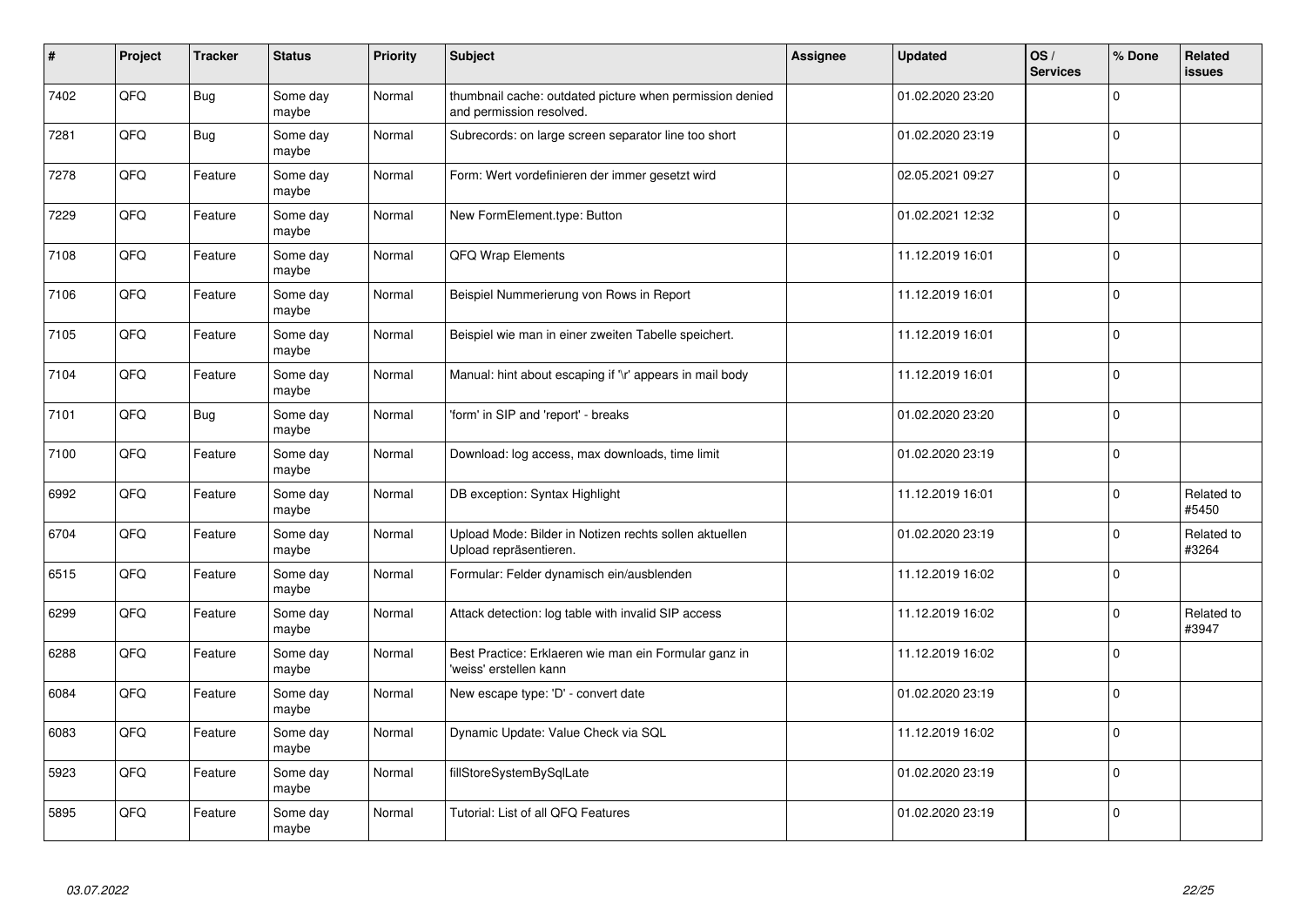| # | Project | Tracker | Status | Priority | Subject | Assignee | Updated | OS / Services | % Done | Related issues |
|---|---|---|---|---|---|---|---|---|---|---|
| 7402 | QFQ | Bug | Some day maybe | Normal | thumbnail cache: outdated picture when permission denied and permission resolved. | | 01.02.2020 23:20 | | 0 | |
| 7281 | QFQ | Bug | Some day maybe | Normal | Subrecords: on large screen separator line too short | | 01.02.2020 23:19 | | 0 | |
| 7278 | QFQ | Feature | Some day maybe | Normal | Form: Wert vordefinieren der immer gesetzt wird | | 02.05.2021 09:27 | | 0 | |
| 7229 | QFQ | Feature | Some day maybe | Normal | New FormElement.type: Button | | 01.02.2021 12:32 | | 0 | |
| 7108 | QFQ | Feature | Some day maybe | Normal | QFQ Wrap Elements | | 11.12.2019 16:01 | | 0 | |
| 7106 | QFQ | Feature | Some day maybe | Normal | Beispiel Nummerierung von Rows in Report | | 11.12.2019 16:01 | | 0 | |
| 7105 | QFQ | Feature | Some day maybe | Normal | Beispiel wie man in einer zweiten Tabelle speichert. | | 11.12.2019 16:01 | | 0 | |
| 7104 | QFQ | Feature | Some day maybe | Normal | Manual: hint about escaping if '\r' appears in mail body | | 11.12.2019 16:01 | | 0 | |
| 7101 | QFQ | Bug | Some day maybe | Normal | 'form' in SIP and 'report' - breaks | | 01.02.2020 23:20 | | 0 | |
| 7100 | QFQ | Feature | Some day maybe | Normal | Download: log access, max downloads, time limit | | 01.02.2020 23:19 | | 0 | |
| 6992 | QFQ | Feature | Some day maybe | Normal | DB exception: Syntax Highlight | | 11.12.2019 16:01 | | 0 | Related to #5450 |
| 6704 | QFQ | Feature | Some day maybe | Normal | Upload Mode: Bilder in Notizen rechts sollen aktuellen Upload repräsentieren. | | 01.02.2020 23:19 | | 0 | Related to #3264 |
| 6515 | QFQ | Feature | Some day maybe | Normal | Formular: Felder dynamisch ein/ausblenden | | 11.12.2019 16:02 | | 0 | |
| 6299 | QFQ | Feature | Some day maybe | Normal | Attack detection: log table with invalid SIP access | | 11.12.2019 16:02 | | 0 | Related to #3947 |
| 6288 | QFQ | Feature | Some day maybe | Normal | Best Practice: Erklaeren wie man ein Formular ganz in 'weiss' erstellen kann | | 11.12.2019 16:02 | | 0 | |
| 6084 | QFQ | Feature | Some day maybe | Normal | New escape type: 'D' - convert date | | 01.02.2020 23:19 | | 0 | |
| 6083 | QFQ | Feature | Some day maybe | Normal | Dynamic Update: Value Check via SQL | | 11.12.2019 16:02 | | 0 | |
| 5923 | QFQ | Feature | Some day maybe | Normal | fillStoreSystemBySqlLate | | 01.02.2020 23:19 | | 0 | |
| 5895 | QFQ | Feature | Some day maybe | Normal | Tutorial: List of all QFQ Features | | 01.02.2020 23:19 | | 0 | |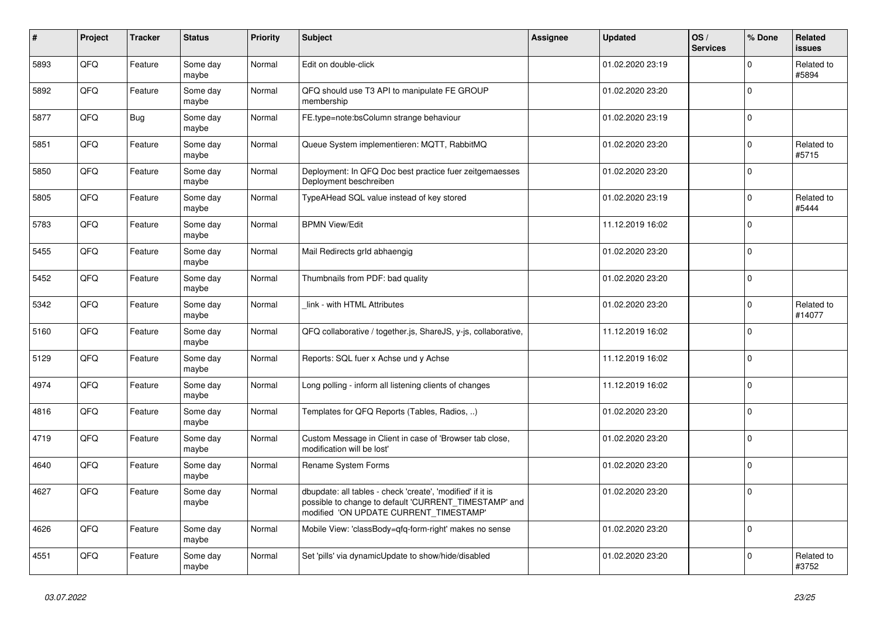| # | Project | Tracker | Status | Priority | Subject | Assignee | Updated | OS / Services | % Done | Related issues |
|---|---|---|---|---|---|---|---|---|---|---|
| 5893 | QFQ | Feature | Some day maybe | Normal | Edit on double-click | | 01.02.2020 23:19 | | 0 | Related to #5894 |
| 5892 | QFQ | Feature | Some day maybe | Normal | QFQ should use T3 API to manipulate FE GROUP membership | | 01.02.2020 23:20 | | 0 | |
| 5877 | QFQ | Bug | Some day maybe | Normal | FE.type=note:bsColumn strange behaviour | | 01.02.2020 23:19 | | 0 | |
| 5851 | QFQ | Feature | Some day maybe | Normal | Queue System implementieren: MQTT, RabbitMQ | | 01.02.2020 23:20 | | 0 | Related to #5715 |
| 5850 | QFQ | Feature | Some day maybe | Normal | Deployment: In QFQ Doc best practice fuer zeitgemaesses Deployment beschreiben | | 01.02.2020 23:20 | | 0 | |
| 5805 | QFQ | Feature | Some day maybe | Normal | TypeAHead SQL value instead of key stored | | 01.02.2020 23:19 | | 0 | Related to #5444 |
| 5783 | QFQ | Feature | Some day maybe | Normal | BPMN View/Edit | | 11.12.2019 16:02 | | 0 | |
| 5455 | QFQ | Feature | Some day maybe | Normal | Mail Redirects grId abhaengig | | 01.02.2020 23:20 | | 0 | |
| 5452 | QFQ | Feature | Some day maybe | Normal | Thumbnails from PDF: bad quality | | 01.02.2020 23:20 | | 0 | |
| 5342 | QFQ | Feature | Some day maybe | Normal | _link - with HTML Attributes | | 01.02.2020 23:20 | | 0 | Related to #14077 |
| 5160 | QFQ | Feature | Some day maybe | Normal | QFQ collaborative / together.js, ShareJS, y-js, collaborative, | | 11.12.2019 16:02 | | 0 | |
| 5129 | QFQ | Feature | Some day maybe | Normal | Reports: SQL fuer x Achse und y Achse | | 11.12.2019 16:02 | | 0 | |
| 4974 | QFQ | Feature | Some day maybe | Normal | Long polling - inform all listening clients of changes | | 11.12.2019 16:02 | | 0 | |
| 4816 | QFQ | Feature | Some day maybe | Normal | Templates for QFQ Reports (Tables, Radios, ..) | | 01.02.2020 23:20 | | 0 | |
| 4719 | QFQ | Feature | Some day maybe | Normal | Custom Message in Client in case of 'Browser tab close, modification will be lost' | | 01.02.2020 23:20 | | 0 | |
| 4640 | QFQ | Feature | Some day maybe | Normal | Rename System Forms | | 01.02.2020 23:20 | | 0 | |
| 4627 | QFQ | Feature | Some day maybe | Normal | dbupdate: all tables - check 'create', 'modified' if it is possible to change to default 'CURRENT_TIMESTAMP' and modified 'ON UPDATE CURRENT_TIMESTAMP' | | 01.02.2020 23:20 | | 0 | |
| 4626 | QFQ | Feature | Some day maybe | Normal | Mobile View: 'classBody=qfq-form-right' makes no sense | | 01.02.2020 23:20 | | 0 | |
| 4551 | QFQ | Feature | Some day maybe | Normal | Set 'pills' via dynamicUpdate to show/hide/disabled | | 01.02.2020 23:20 | | 0 | Related to #3752 |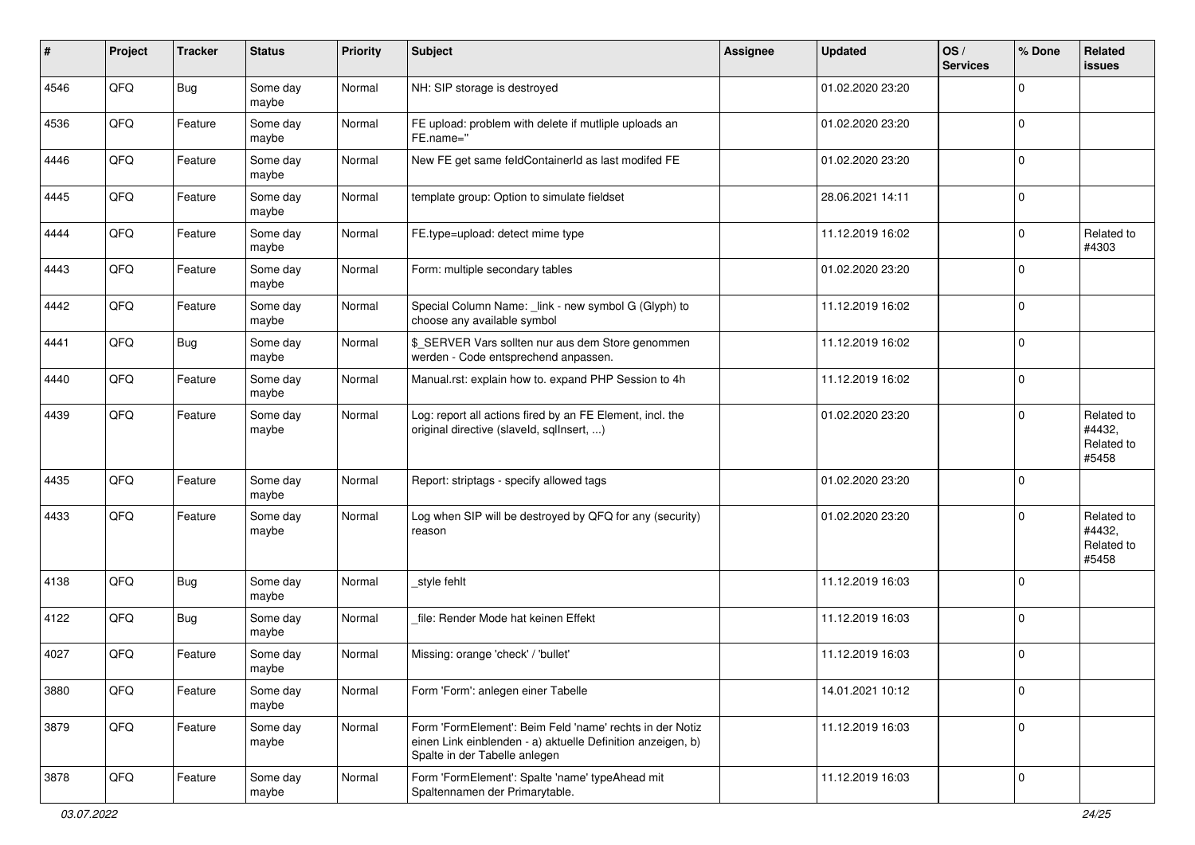| # | Project | Tracker | Status | Priority | Subject | Assignee | Updated | OS / Services | % Done | Related issues |
|---|---|---|---|---|---|---|---|---|---|---|
| 4546 | QFQ | Bug | Some day maybe | Normal | NH: SIP storage is destroyed | | 01.02.2020 23:20 | | 0 | |
| 4536 | QFQ | Feature | Some day maybe | Normal | FE upload: problem with delete if mutliple uploads an FE.name=" | | 01.02.2020 23:20 | | 0 | |
| 4446 | QFQ | Feature | Some day maybe | Normal | New FE get same feldContainerId as last modifed FE | | 01.02.2020 23:20 | | 0 | |
| 4445 | QFQ | Feature | Some day maybe | Normal | template group: Option to simulate fieldset | | 28.06.2021 14:11 | | 0 | |
| 4444 | QFQ | Feature | Some day maybe | Normal | FE.type=upload: detect mime type | | 11.12.2019 16:02 | | 0 | Related to #4303 |
| 4443 | QFQ | Feature | Some day maybe | Normal | Form: multiple secondary tables | | 01.02.2020 23:20 | | 0 | |
| 4442 | QFQ | Feature | Some day maybe | Normal | Special Column Name: _link - new symbol G (Glyph) to choose any available symbol | | 11.12.2019 16:02 | | 0 | |
| 4441 | QFQ | Bug | Some day maybe | Normal | $_SERVER Vars sollten nur aus dem Store genommen werden - Code entsprechend anpassen. | | 11.12.2019 16:02 | | 0 | |
| 4440 | QFQ | Feature | Some day maybe | Normal | Manual.rst: explain how to. expand PHP Session to 4h | | 11.12.2019 16:02 | | 0 | |
| 4439 | QFQ | Feature | Some day maybe | Normal | Log: report all actions fired by an FE Element, incl. the original directive (slaveId, sqlInsert, ...) | | 01.02.2020 23:20 | | 0 | Related to #4432, Related to #5458 |
| 4435 | QFQ | Feature | Some day maybe | Normal | Report: striptags - specify allowed tags | | 01.02.2020 23:20 | | 0 | |
| 4433 | QFQ | Feature | Some day maybe | Normal | Log when SIP will be destroyed by QFQ for any (security) reason | | 01.02.2020 23:20 | | 0 | Related to #4432, Related to #5458 |
| 4138 | QFQ | Bug | Some day maybe | Normal | _style fehlt | | 11.12.2019 16:03 | | 0 | |
| 4122 | QFQ | Bug | Some day maybe | Normal | _file: Render Mode hat keinen Effekt | | 11.12.2019 16:03 | | 0 | |
| 4027 | QFQ | Feature | Some day maybe | Normal | Missing: orange 'check' / 'bullet' | | 11.12.2019 16:03 | | 0 | |
| 3880 | QFQ | Feature | Some day maybe | Normal | Form 'Form': anlegen einer Tabelle | | 14.01.2021 10:12 | | 0 | |
| 3879 | QFQ | Feature | Some day maybe | Normal | Form 'FormElement': Beim Feld 'name' rechts in der Notiz einen Link einblenden - a) aktuelle Definition anzeigen, b) Spalte in der Tabelle anlegen | | 11.12.2019 16:03 | | 0 | |
| 3878 | QFQ | Feature | Some day maybe | Normal | Form 'FormElement': Spalte 'name' typeAhead mit Spaltennamen der Primarytable. | | 11.12.2019 16:03 | | 0 | |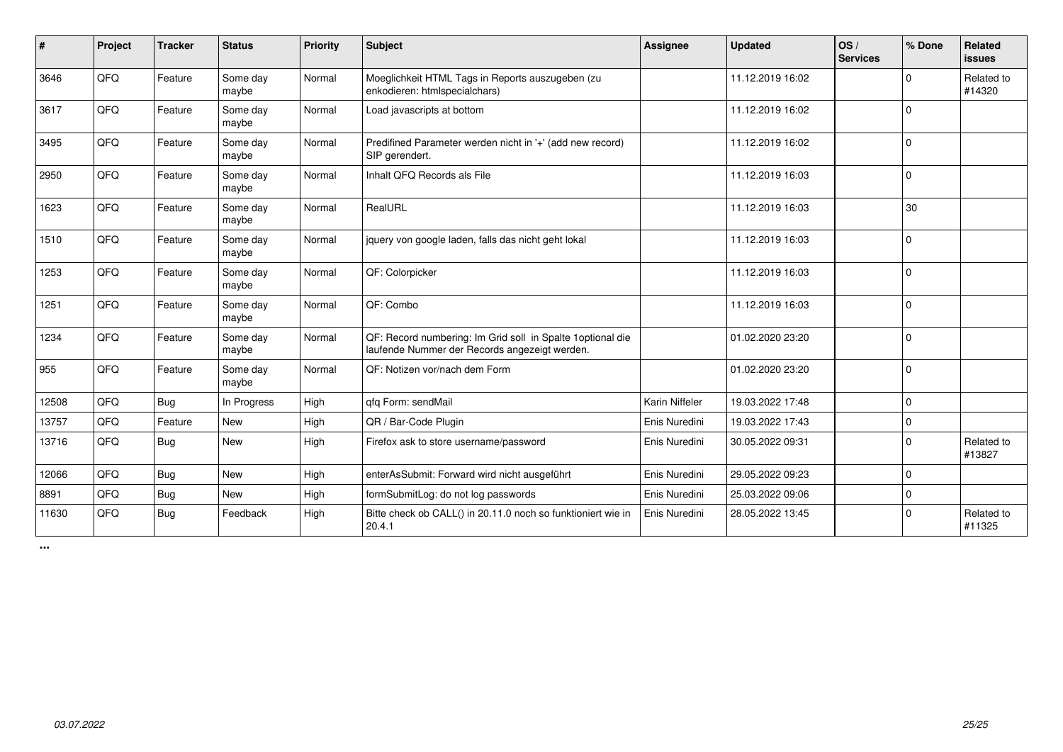| # | Project | Tracker | Status | Priority | Subject | Assignee | Updated | OS / Services | % Done | Related issues |
|---|---|---|---|---|---|---|---|---|---|---|
| 3646 | QFO | Feature | Some day maybe | Normal | Moeglichkeit HTML Tags in Reports auszugeben (zu enkodieren: htmlspecialchars) | | 11.12.2019 16:02 | | 0 | Related to #14320 |
| 3617 | QFO | Feature | Some day maybe | Normal | Load javascripts at bottom | | 11.12.2019 16:02 | | 0 | |
| 3495 | QFO | Feature | Some day maybe | Normal | Predifined Parameter werden nicht in '+' (add new record) SIP gerendert. | | 11.12.2019 16:02 | | 0 | |
| 2950 | QFO | Feature | Some day maybe | Normal | Inhalt QFQ Records als File | | 11.12.2019 16:03 | | 0 | |
| 1623 | QFO | Feature | Some day maybe | Normal | RealURL | | 11.12.2019 16:03 | | 30 | |
| 1510 | QFO | Feature | Some day maybe | Normal | jquery von google laden, falls das nicht geht lokal | | 11.12.2019 16:03 | | 0 | |
| 1253 | QFO | Feature | Some day maybe | Normal | QF: Colorpicker | | 11.12.2019 16:03 | | 0 | |
| 1251 | QFO | Feature | Some day maybe | Normal | QF: Combo | | 11.12.2019 16:03 | | 0 | |
| 1234 | QFO | Feature | Some day maybe | Normal | QF: Record numbering: Im Grid soll in Spalte 1optional die laufende Nummer der Records angezeigt werden. | | 01.02.2020 23:20 | | 0 | |
| 955 | QFO | Feature | Some day maybe | Normal | QF: Notizen vor/nach dem Form | | 01.02.2020 23:20 | | 0 | |
| 12508 | QFO | Bug | In Progress | High | qfq Form: sendMail | Karin Niffeler | 19.03.2022 17:48 | | 0 | |
| 13757 | QFO | Feature | New | High | QR / Bar-Code Plugin | Enis Nuredini | 19.03.2022 17:43 | | 0 | |
| 13716 | QFO | Bug | New | High | Firefox ask to store username/password | Enis Nuredini | 30.05.2022 09:31 | | 0 | Related to #13827 |
| 12066 | QFO | Bug | New | High | enterAsSubmit: Forward wird nicht ausgeführt | Enis Nuredini | 29.05.2022 09:23 | | 0 | |
| 8891 | QFO | Bug | New | High | formSubmitLog: do not log passwords | Enis Nuredini | 25.03.2022 09:06 | | 0 | |
| 11630 | QFO | Bug | Feedback | High | Bitte check ob CALL() in 20.11.0 noch so funktioniert wie in 20.4.1 | Enis Nuredini | 28.05.2022 13:45 | | 0 | Related to #11325 |

...